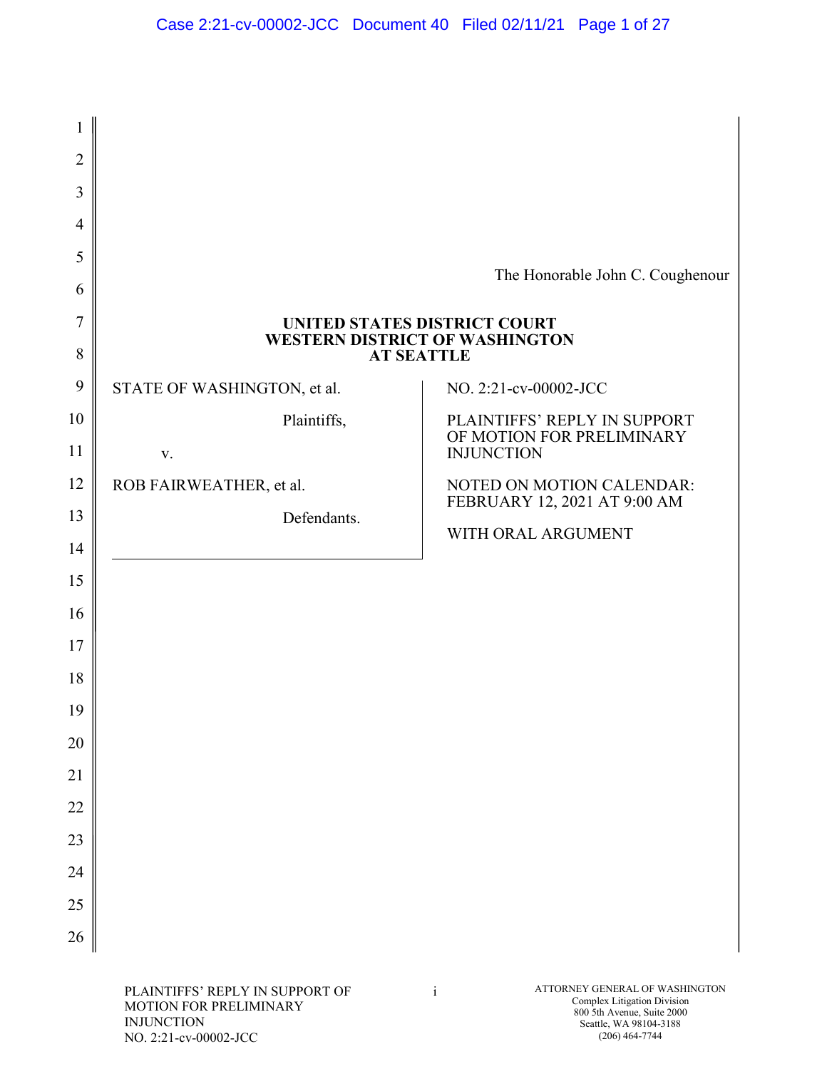The Honorable John C. Coughenour

**UNITED STATES DISTRICT COURT**
**WESTERN DISTRICT OF WASHINGTON**
**AT SEATTLE**

| | |
|---|---|
| STATE OF WASHINGTON, et al. | NO. 2:21-cv-00002-JCC |
| Plaintiffs, | PLAINTIFFS' REPLY IN SUPPORT OF MOTION FOR PRELIMINARY INJUNCTION |
| v. | |
| ROB FAIRWEATHER, et al. | NOTED ON MOTION CALENDAR: FEBRUARY 12, 2021 AT 9:00 AM |
| Defendants. | WITH ORAL ARGUMENT |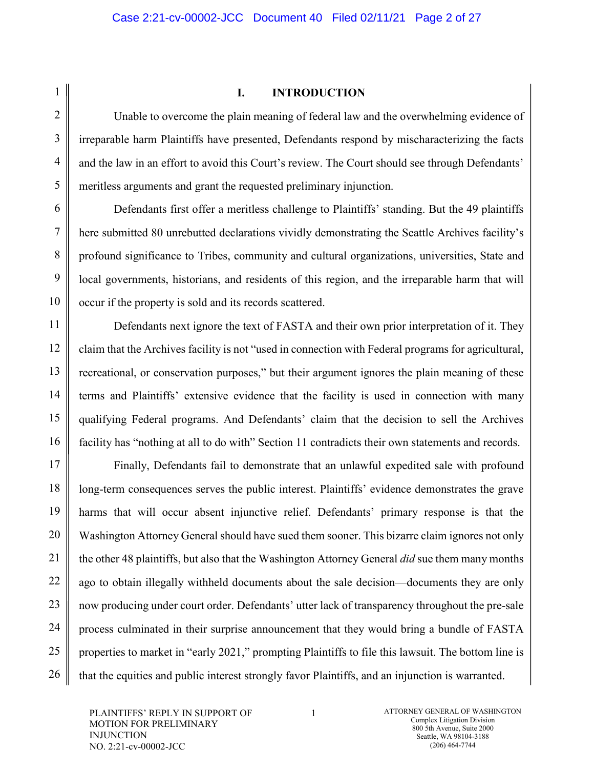# I. INTRODUCTION

Unable to overcome the plain meaning of federal law and the overwhelming evidence of irreparable harm Plaintiffs have presented, Defendants respond by mischaracterizing the facts and the law in an effort to avoid this Court's review. The Court should see through Defendants' meritless arguments and grant the requested preliminary injunction.

Defendants first offer a meritless challenge to Plaintiffs' standing. But the 49 plaintiffs here submitted 80 unrebutted declarations vividly demonstrating the Seattle Archives facility's profound significance to Tribes, community and cultural organizations, universities, State and local governments, historians, and residents of this region, and the irreparable harm that will occur if the property is sold and its records scattered.

Defendants next ignore the text of FASTA and their own prior interpretation of it. They claim that the Archives facility is not "used in connection with Federal programs for agricultural, recreational, or conservation purposes," but their argument ignores the plain meaning of these terms and Plaintiffs' extensive evidence that the facility is used in connection with many qualifying Federal programs. And Defendants' claim that the decision to sell the Archives facility has "nothing at all to do with" Section 11 contradicts their own statements and records.

Finally, Defendants fail to demonstrate that an unlawful expedited sale with profound long-term consequences serves the public interest. Plaintiffs' evidence demonstrates the grave harms that will occur absent injunctive relief. Defendants' primary response is that the Washington Attorney General should have sued them sooner. This bizarre claim ignores not only the other 48 plaintiffs, but also that the Washington Attorney General *did* sue them many months ago to obtain illegally withheld documents about the sale decision—documents they are only now producing under court order. Defendants' utter lack of transparency throughout the pre-sale process culminated in their surprise announcement that they would bring a bundle of FASTA properties to market in "early 2021," prompting Plaintiffs to file this lawsuit. The bottom line is that the equities and public interest strongly favor Plaintiffs, and an injunction is warranted.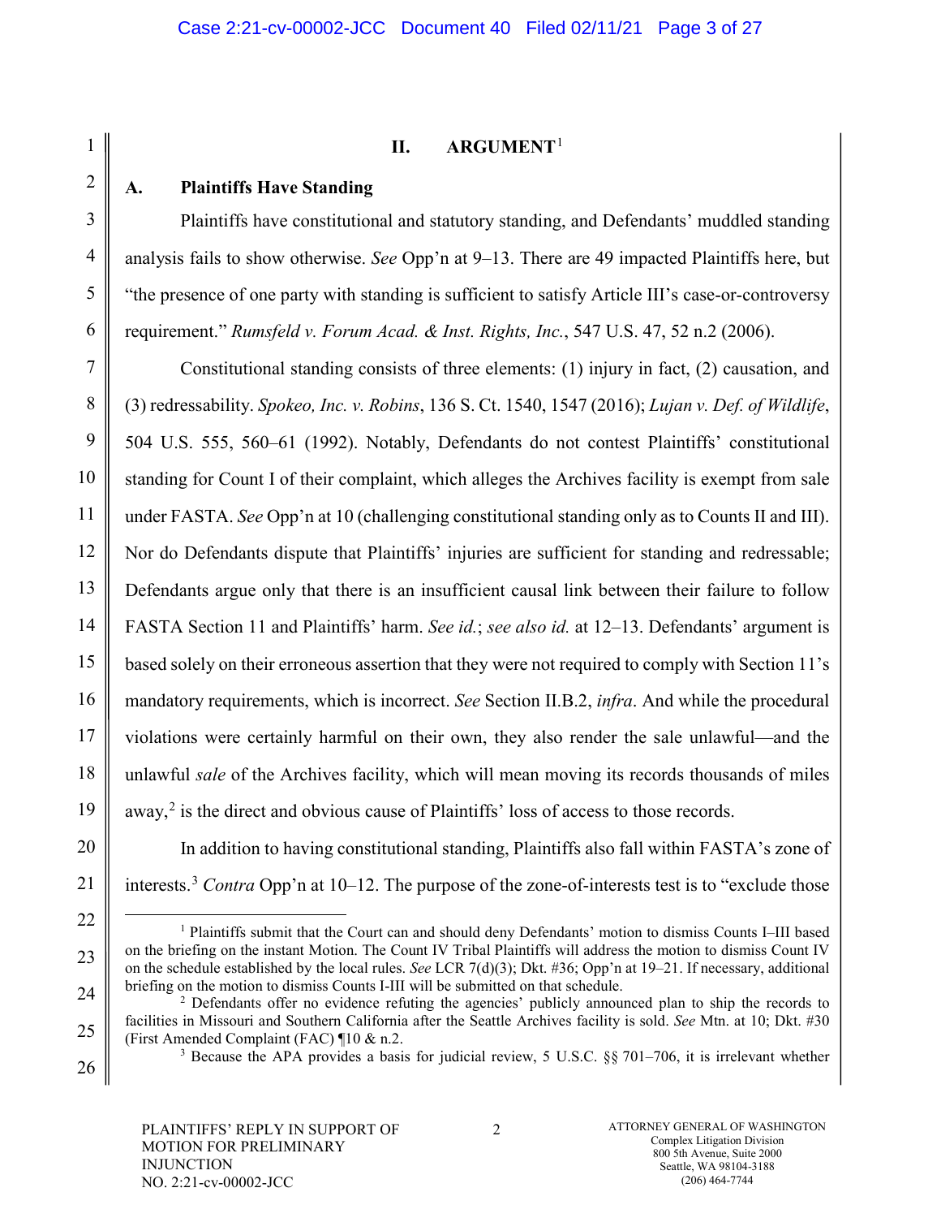## II. ARGUMENT[1]

### A. Plaintiffs Have Standing

Plaintiffs have constitutional and statutory standing, and Defendants' muddled standing analysis fails to show otherwise. *See* Opp'n at 9–13. There are 49 impacted Plaintiffs here, but "the presence of one party with standing is sufficient to satisfy Article III's case-or-controversy requirement." *Rumsfeld v. Forum Acad. & Inst. Rights, Inc.*, 547 U.S. 47, 52 n.2 (2006).

Constitutional standing consists of three elements: (1) injury in fact, (2) causation, and (3) redressability. *Spokeo, Inc. v. Robins*, 136 S. Ct. 1540, 1547 (2016); *Lujan v. Def. of Wildlife*, 504 U.S. 555, 560–61 (1992). Notably, Defendants do not contest Plaintiffs' constitutional standing for Count I of their complaint, which alleges the Archives facility is exempt from sale under FASTA. *See* Opp'n at 10 (challenging constitutional standing only as to Counts II and III). Nor do Defendants dispute that Plaintiffs' injuries are sufficient for standing and redressable; Defendants argue only that there is an insufficient causal link between their failure to follow FASTA Section 11 and Plaintiffs' harm. *See id.*; *see also id.* at 12–13. Defendants' argument is based solely on their erroneous assertion that they were not required to comply with Section 11's mandatory requirements, which is incorrect. *See* Section II.B.2, *infra*. And while the procedural violations were certainly harmful on their own, they also render the sale unlawful—and the unlawful *sale* of the Archives facility, which will mean moving its records thousands of miles away,[2] is the direct and obvious cause of Plaintiffs' loss of access to those records.

In addition to having constitutional standing, Plaintiffs also fall within FASTA's zone of interests.[3] *Contra* Opp'n at 10–12. The purpose of the zone-of-interests test is to "exclude those

---

[1] Plaintiffs submit that the Court can and should deny Defendants' motion to dismiss Counts I–III based on the briefing on the instant Motion. The Count IV Tribal Plaintiffs will address the motion to dismiss Count IV on the schedule established by the local rules. *See* LCR 7(d)(3); Dkt. #36; Opp'n at 19–21. If necessary, additional briefing on the motion to dismiss Counts I-III will be submitted on that schedule.

[2] Defendants offer no evidence refuting the agencies' publicly announced plan to ship the records to facilities in Missouri and Southern California after the Seattle Archives facility is sold. *See* Mtn. at 10; Dkt. #30 (First Amended Complaint (FAC) ¶10 & n.2.

[3] Because the APA provides a basis for judicial review, 5 U.S.C. §§ 701–706, it is irrelevant whether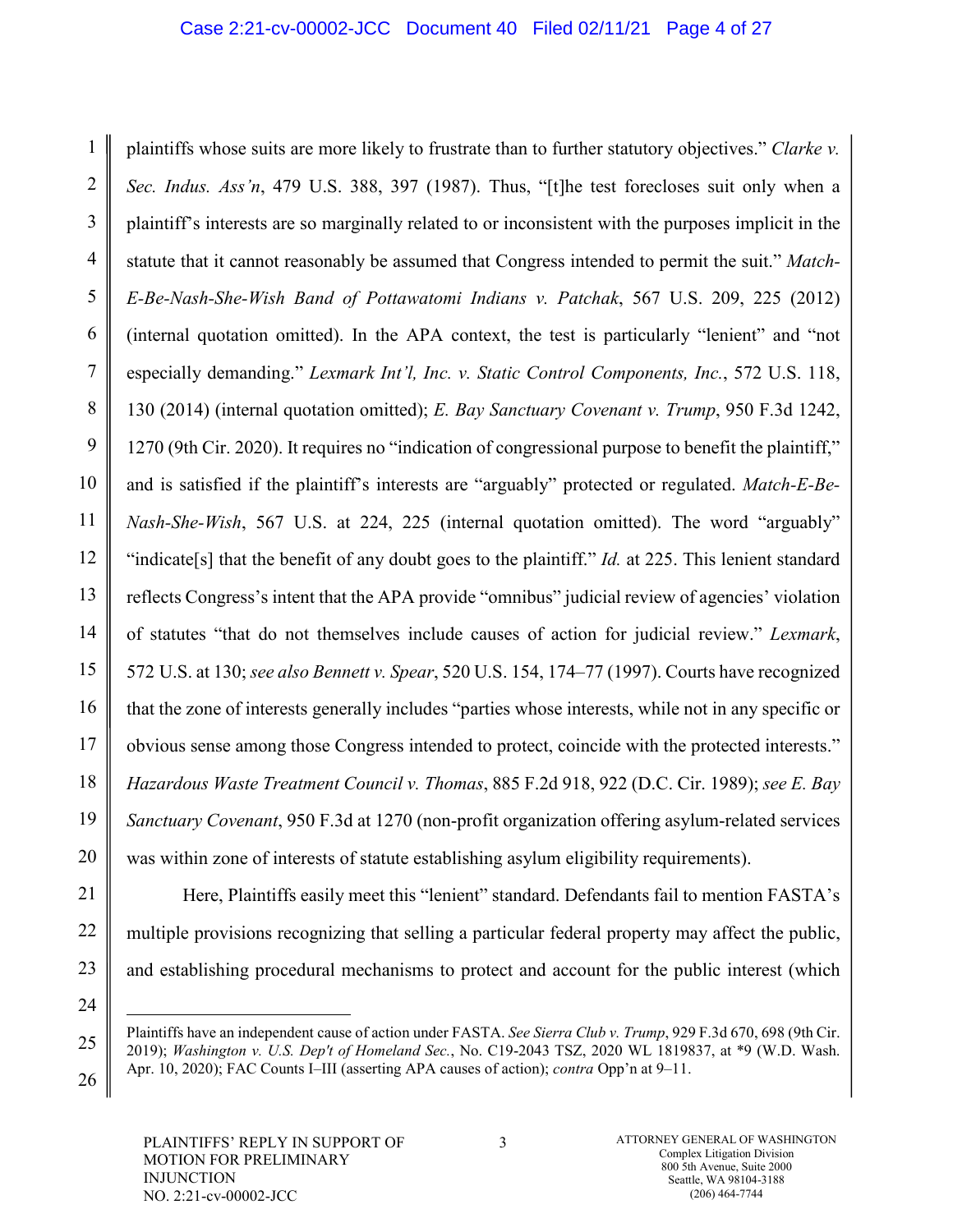plaintiffs whose suits are more likely to frustrate than to further statutory objectives." *Clarke v. Sec. Indus. Ass'n*, 479 U.S. 388, 397 (1987). Thus, "[t]he test forecloses suit only when a plaintiff's interests are so marginally related to or inconsistent with the purposes implicit in the statute that it cannot reasonably be assumed that Congress intended to permit the suit." *Match-E-Be-Nash-She-Wish Band of Pottawatomi Indians v. Patchak*, 567 U.S. 209, 225 (2012) (internal quotation omitted). In the APA context, the test is particularly "lenient" and "not especially demanding." *Lexmark Int'l, Inc. v. Static Control Components, Inc.*, 572 U.S. 118, 130 (2014) (internal quotation omitted); *E. Bay Sanctuary Covenant v. Trump*, 950 F.3d 1242, 1270 (9th Cir. 2020). It requires no "indication of congressional purpose to benefit the plaintiff," and is satisfied if the plaintiff's interests are "arguably" protected or regulated. *Match-E-Be-Nash-She-Wish*, 567 U.S. at 224, 225 (internal quotation omitted). The word "arguably" "indicate[s] that the benefit of any doubt goes to the plaintiff." *Id.* at 225. This lenient standard reflects Congress's intent that the APA provide "omnibus" judicial review of agencies' violation of statutes "that do not themselves include causes of action for judicial review." *Lexmark*, 572 U.S. at 130; *see also Bennett v. Spear*, 520 U.S. 154, 174–77 (1997). Courts have recognized that the zone of interests generally includes "parties whose interests, while not in any specific or obvious sense among those Congress intended to protect, coincide with the protected interests." *Hazardous Waste Treatment Council v. Thomas*, 885 F.2d 918, 922 (D.C. Cir. 1989); *see E. Bay Sanctuary Covenant*, 950 F.3d at 1270 (non-profit organization offering asylum-related services was within zone of interests of statute establishing asylum eligibility requirements).

Here, Plaintiffs easily meet this "lenient" standard. Defendants fail to mention FASTA's multiple provisions recognizing that selling a particular federal property may affect the public, and establishing procedural mechanisms to protect and account for the public interest (which

---

Plaintiffs have an independent cause of action under FASTA. *See Sierra Club v. Trump*, 929 F.3d 670, 698 (9th Cir. 2019); *Washington v. U.S. Dep't of Homeland Sec.*, No. C19-2043 TSZ, 2020 WL 1819837, at *9 (W.D. Wash. Apr. 10, 2020); FAC Counts I–III (asserting APA causes of action); *contra* Opp'n at 9–11.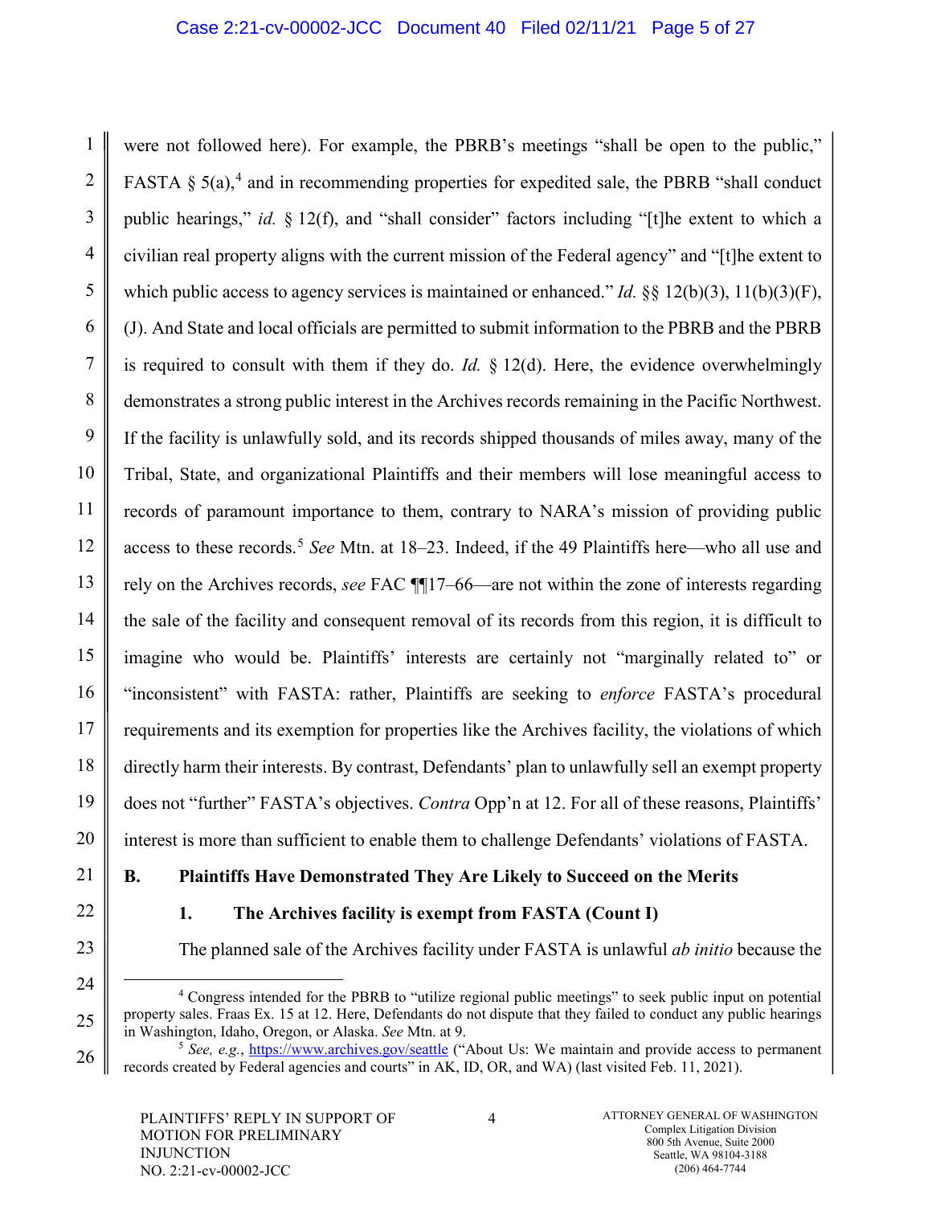were not followed here). For example, the PBRB's meetings "shall be open to the public," FASTA § 5(a),[4] and in recommending properties for expedited sale, the PBRB "shall conduct public hearings," *id.* § 12(f), and "shall consider" factors including "[t]he extent to which a civilian real property aligns with the current mission of the Federal agency" and "[t]he extent to which public access to agency services is maintained or enhanced." *Id.* §§ 12(b)(3), 11(b)(3)(F), (J). And State and local officials are permitted to submit information to the PBRB and the PBRB is required to consult with them if they do. *Id.* § 12(d). Here, the evidence overwhelmingly demonstrates a strong public interest in the Archives records remaining in the Pacific Northwest. If the facility is unlawfully sold, and its records shipped thousands of miles away, many of the Tribal, State, and organizational Plaintiffs and their members will lose meaningful access to records of paramount importance to them, contrary to NARA's mission of providing public access to these records.[5] *See* Mtn. at 18–23. Indeed, if the 49 Plaintiffs here—who all use and rely on the Archives records, *see* FAC ¶¶17–66—are not within the zone of interests regarding the sale of the facility and consequent removal of its records from this region, it is difficult to imagine who would be. Plaintiffs' interests are certainly not "marginally related to" or "inconsistent" with FASTA: rather, Plaintiffs are seeking to *enforce* FASTA's procedural requirements and its exemption for properties like the Archives facility, the violations of which directly harm their interests. By contrast, Defendants' plan to unlawfully sell an exempt property does not "further" FASTA's objectives. *Contra* Opp'n at 12. For all of these reasons, Plaintiffs' interest is more than sufficient to enable them to challenge Defendants' violations of FASTA.

### B. Plaintiffs Have Demonstrated They Are Likely to Succeed on the Merits

#### 1. The Archives facility is exempt from FASTA (Count I)

The planned sale of the Archives facility under FASTA is unlawful *ab initio* because the

---

[4] Congress intended for the PBRB to "utilize regional public meetings" to seek public input on potential property sales. Fraas Ex. 15 at 12. Here, Defendants do not dispute that they failed to conduct any public hearings in Washington, Idaho, Oregon, or Alaska. *See* Mtn. at 9.

[5] *See, e.g.*, https://www.archives.gov/seattle ("About Us: We maintain and provide access to permanent records created by Federal agencies and courts" in AK, ID, OR, and WA) (last visited Feb. 11, 2021).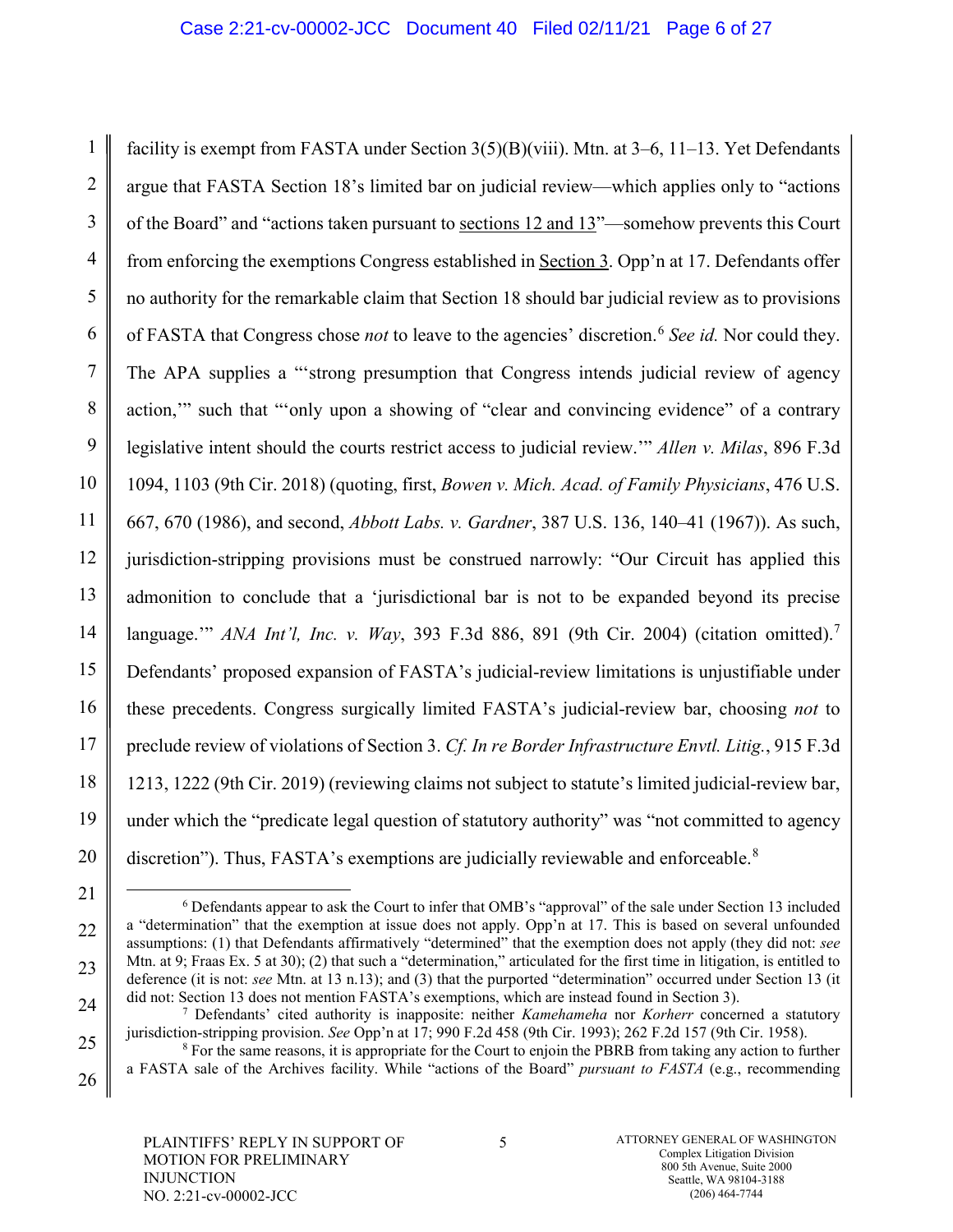facility is exempt from FASTA under Section 3(5)(B)(viii). Mtn. at 3–6, 11–13. Yet Defendants argue that FASTA Section 18's limited bar on judicial review—which applies only to "actions of the Board" and "actions taken pursuant to sections 12 and 13"—somehow prevents this Court from enforcing the exemptions Congress established in Section 3. Opp'n at 17. Defendants offer no authority for the remarkable claim that Section 18 should bar judicial review as to provisions of FASTA that Congress chose *not* to leave to the agencies' discretion.[6] *See id.* Nor could they. The APA supplies a "'strong presumption that Congress intends judicial review of agency action,'" such that "'only upon a showing of "clear and convincing evidence" of a contrary legislative intent should the courts restrict access to judicial review.'" *Allen v. Milas*, 896 F.3d 1094, 1103 (9th Cir. 2018) (quoting, first, *Bowen v. Mich. Acad. of Family Physicians*, 476 U.S. 667, 670 (1986), and second, *Abbott Labs. v. Gardner*, 387 U.S. 136, 140–41 (1967)). As such, jurisdiction-stripping provisions must be construed narrowly: "Our Circuit has applied this admonition to conclude that a 'jurisdictional bar is not to be expanded beyond its precise language.'" *ANA Int'l, Inc. v. Way*, 393 F.3d 886, 891 (9th Cir. 2004) (citation omitted).[7] Defendants' proposed expansion of FASTA's judicial-review limitations is unjustifiable under these precedents. Congress surgically limited FASTA's judicial-review bar, choosing *not* to preclude review of violations of Section 3. *Cf. In re Border Infrastructure Envtl. Litig.*, 915 F.3d 1213, 1222 (9th Cir. 2019) (reviewing claims not subject to statute's limited judicial-review bar, under which the "predicate legal question of statutory authority" was "not committed to agency discretion"). Thus, FASTA's exemptions are judicially reviewable and enforceable.[8]

[6] Defendants appear to ask the Court to infer that OMB's "approval" of the sale under Section 13 included a "determination" that the exemption at issue does not apply. Opp'n at 17. This is based on several unfounded assumptions: (1) that Defendants affirmatively "determined" that the exemption does not apply (they did not: *see* Mtn. at 9; Fraas Ex. 5 at 30); (2) that such a "determination," articulated for the first time in litigation, is entitled to deference (it is not: *see* Mtn. at 13 n.13); and (3) that the purported "determination" occurred under Section 13 (it did not: Section 13 does not mention FASTA's exemptions, which are instead found in Section 3).

[7] Defendants' cited authority is inapposite: neither *Kamehameha* nor *Korherr* concerned a statutory jurisdiction-stripping provision. *See* Opp'n at 17; 990 F.2d 458 (9th Cir. 1993); 262 F.2d 157 (9th Cir. 1958).

[8] For the same reasons, it is appropriate for the Court to enjoin the PBRB from taking any action to further a FASTA sale of the Archives facility. While "actions of the Board" *pursuant to FASTA* (e.g., recommending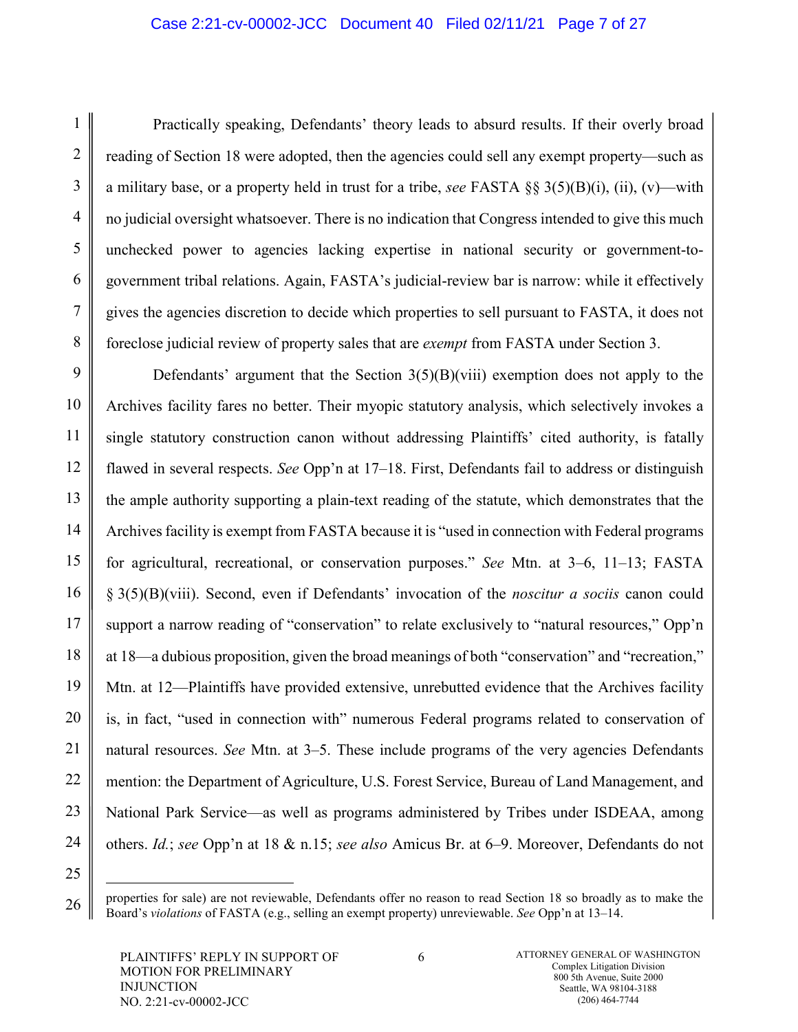Practically speaking, Defendants' theory leads to absurd results. If their overly broad reading of Section 18 were adopted, then the agencies could sell any exempt property—such as a military base, or a property held in trust for a tribe, *see* FASTA §§ 3(5)(B)(i), (ii), (v)—with no judicial oversight whatsoever. There is no indication that Congress intended to give this much unchecked power to agencies lacking expertise in national security or government-to-government tribal relations. Again, FASTA's judicial-review bar is narrow: while it effectively gives the agencies discretion to decide which properties to sell pursuant to FASTA, it does not foreclose judicial review of property sales that are *exempt* from FASTA under Section 3.

Defendants' argument that the Section 3(5)(B)(viii) exemption does not apply to the Archives facility fares no better. Their myopic statutory analysis, which selectively invokes a single statutory construction canon without addressing Plaintiffs' cited authority, is fatally flawed in several respects. *See* Opp'n at 17–18. First, Defendants fail to address or distinguish the ample authority supporting a plain-text reading of the statute, which demonstrates that the Archives facility is exempt from FASTA because it is "used in connection with Federal programs for agricultural, recreational, or conservation purposes." *See* Mtn. at 3–6, 11–13; FASTA § 3(5)(B)(viii). Second, even if Defendants' invocation of the *noscitur a sociis* canon could support a narrow reading of "conservation" to relate exclusively to "natural resources," Opp'n at 18—a dubious proposition, given the broad meanings of both "conservation" and "recreation," Mtn. at 12—Plaintiffs have provided extensive, unrebutted evidence that the Archives facility is, in fact, "used in connection with" numerous Federal programs related to conservation of natural resources. *See* Mtn. at 3–5. These include programs of the very agencies Defendants mention: the Department of Agriculture, U.S. Forest Service, Bureau of Land Management, and National Park Service—as well as programs administered by Tribes under ISDEAA, among others. *Id.*; *see* Opp'n at 18 & n.15; *see also* Amicus Br. at 6–9. Moreover, Defendants do not

---

properties for sale) are not reviewable, Defendants offer no reason to read Section 18 so broadly as to make the Board's *violations* of FASTA (e.g., selling an exempt property) unreviewable. *See* Opp'n at 13–14.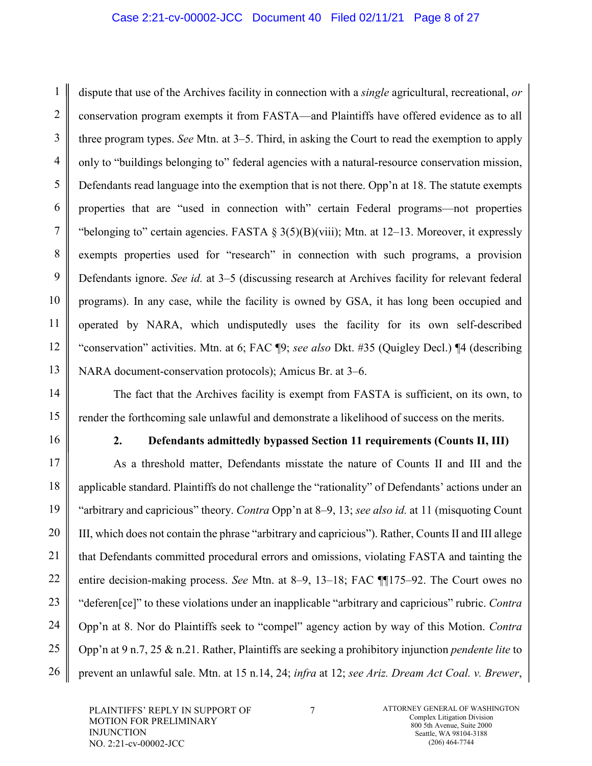dispute that use of the Archives facility in connection with a *single* agricultural, recreational, *or* conservation program exempts it from FASTA—and Plaintiffs have offered evidence as to all three program types. *See* Mtn. at 3–5. Third, in asking the Court to read the exemption to apply only to "buildings belonging to" federal agencies with a natural-resource conservation mission, Defendants read language into the exemption that is not there. Opp'n at 18. The statute exempts properties that are "used in connection with" certain Federal programs—not properties "belonging to" certain agencies. FASTA § 3(5)(B)(viii); Mtn. at 12–13. Moreover, it expressly exempts properties used for "research" in connection with such programs, a provision Defendants ignore. *See id.* at 3–5 (discussing research at Archives facility for relevant federal programs). In any case, while the facility is owned by GSA, it has long been occupied and operated by NARA, which undisputedly uses the facility for its own self-described "conservation" activities. Mtn. at 6; FAC ¶9; *see also* Dkt. #35 (Quigley Decl.) ¶4 (describing NARA document-conservation protocols); Amicus Br. at 3–6.

The fact that the Archives facility is exempt from FASTA is sufficient, on its own, to render the forthcoming sale unlawful and demonstrate a likelihood of success on the merits.

**2. Defendants admittedly bypassed Section 11 requirements (Counts II, III)**

As a threshold matter, Defendants misstate the nature of Counts II and III and the applicable standard. Plaintiffs do not challenge the "rationality" of Defendants' actions under an "arbitrary and capricious" theory. *Contra* Opp'n at 8–9, 13; *see also id.* at 11 (misquoting Count III, which does not contain the phrase "arbitrary and capricious"). Rather, Counts II and III allege that Defendants committed procedural errors and omissions, violating FASTA and tainting the entire decision-making process. *See* Mtn. at 8–9, 13–18; FAC ¶¶175–92. The Court owes no "deferen[ce]" to these violations under an inapplicable "arbitrary and capricious" rubric. *Contra* Opp'n at 8. Nor do Plaintiffs seek to "compel" agency action by way of this Motion. *Contra* Opp'n at 9 n.7, 25 & n.21. Rather, Plaintiffs are seeking a prohibitory injunction *pendente lite* to prevent an unlawful sale. Mtn. at 15 n.14, 24; *infra* at 12; *see Ariz. Dream Act Coal. v. Brewer*,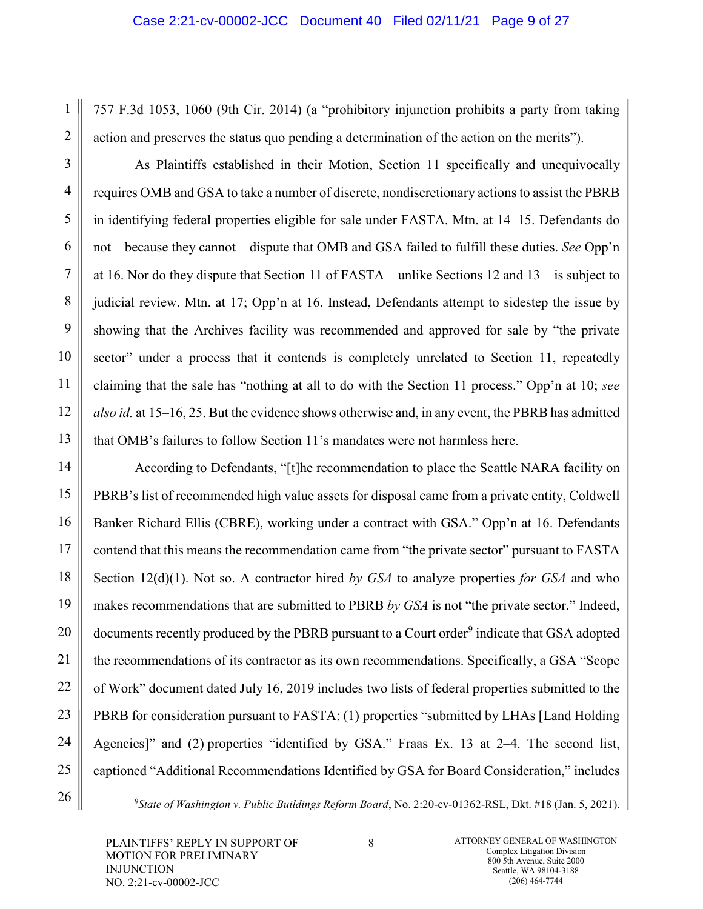757 F.3d 1053, 1060 (9th Cir. 2014) (a "prohibitory injunction prohibits a party from taking action and preserves the status quo pending a determination of the action on the merits").

As Plaintiffs established in their Motion, Section 11 specifically and unequivocally requires OMB and GSA to take a number of discrete, nondiscretionary actions to assist the PBRB in identifying federal properties eligible for sale under FASTA. Mtn. at 14–15. Defendants do not—because they cannot—dispute that OMB and GSA failed to fulfill these duties. *See* Opp'n at 16. Nor do they dispute that Section 11 of FASTA—unlike Sections 12 and 13—is subject to judicial review. Mtn. at 17; Opp'n at 16. Instead, Defendants attempt to sidestep the issue by showing that the Archives facility was recommended and approved for sale by "the private sector" under a process that it contends is completely unrelated to Section 11, repeatedly claiming that the sale has "nothing at all to do with the Section 11 process." Opp'n at 10; *see also id.* at 15–16, 25. But the evidence shows otherwise and, in any event, the PBRB has admitted that OMB's failures to follow Section 11's mandates were not harmless here.

According to Defendants, "[t]he recommendation to place the Seattle NARA facility on PBRB's list of recommended high value assets for disposal came from a private entity, Coldwell Banker Richard Ellis (CBRE), working under a contract with GSA." Opp'n at 16. Defendants contend that this means the recommendation came from "the private sector" pursuant to FASTA Section 12(d)(1). Not so. A contractor hired *by GSA* to analyze properties *for GSA* and who makes recommendations that are submitted to PBRB *by GSA* is not "the private sector." Indeed, documents recently produced by the PBRB pursuant to a Court order[9] indicate that GSA adopted the recommendations of its contractor as its own recommendations. Specifically, a GSA "Scope of Work" document dated July 16, 2019 includes two lists of federal properties submitted to the PBRB for consideration pursuant to FASTA: (1) properties "submitted by LHAs [Land Holding Agencies]" and (2) properties "identified by GSA." Fraas Ex. 13 at 2–4. The second list, captioned "Additional Recommendations Identified by GSA for Board Consideration," includes

[9] *State of Washington v. Public Buildings Reform Board*, No. 2:20-cv-01362-RSL, Dkt. #18 (Jan. 5, 2021).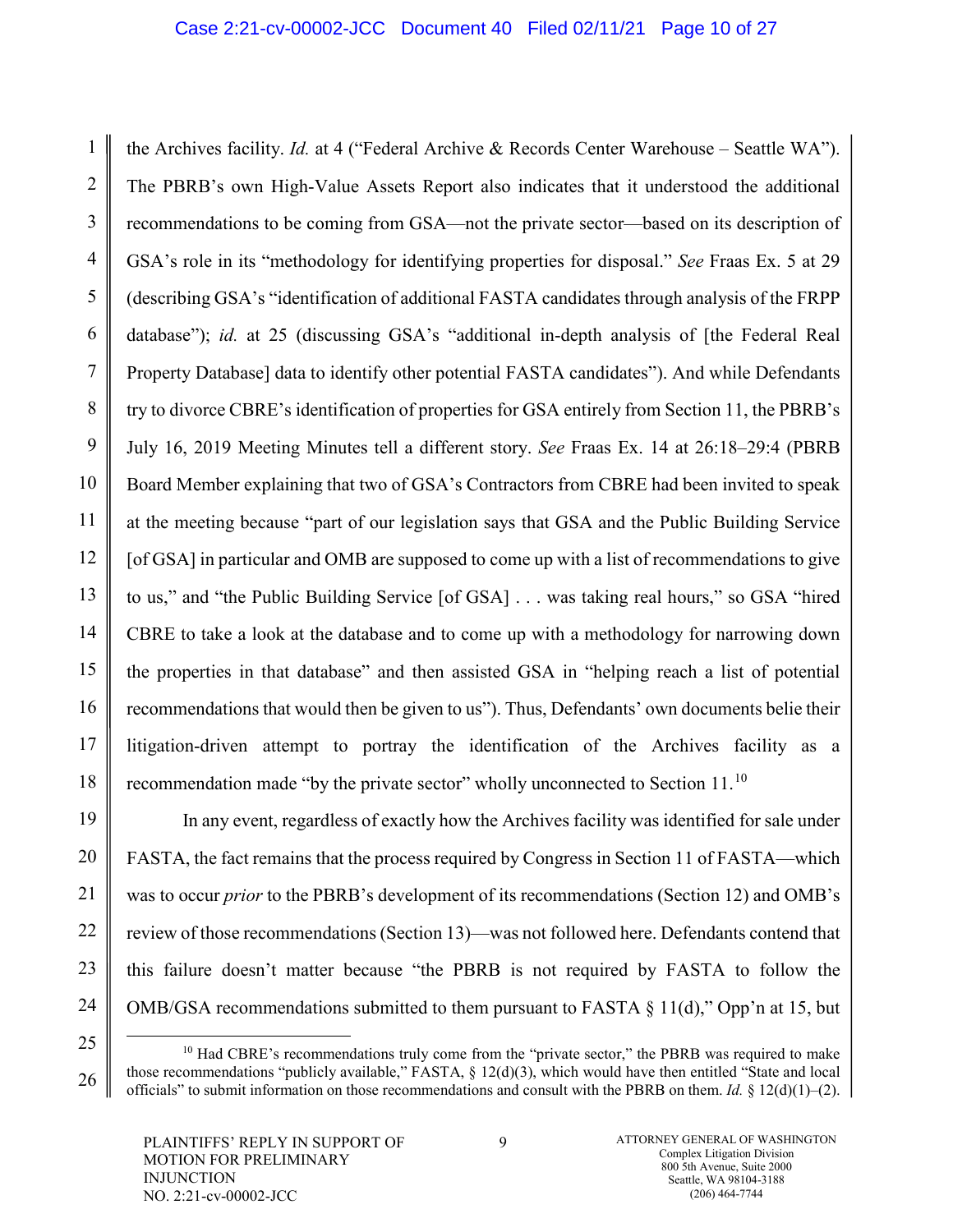the Archives facility. *Id.* at 4 ("Federal Archive & Records Center Warehouse – Seattle WA"). The PBRB's own High-Value Assets Report also indicates that it understood the additional recommendations to be coming from GSA—not the private sector—based on its description of GSA's role in its "methodology for identifying properties for disposal." *See* Fraas Ex. 5 at 29 (describing GSA's "identification of additional FASTA candidates through analysis of the FRPP database"); *id.* at 25 (discussing GSA's "additional in-depth analysis of [the Federal Real Property Database] data to identify other potential FASTA candidates"). And while Defendants try to divorce CBRE's identification of properties for GSA entirely from Section 11, the PBRB's July 16, 2019 Meeting Minutes tell a different story. *See* Fraas Ex. 14 at 26:18–29:4 (PBRB Board Member explaining that two of GSA's Contractors from CBRE had been invited to speak at the meeting because "part of our legislation says that GSA and the Public Building Service [of GSA] in particular and OMB are supposed to come up with a list of recommendations to give to us," and "the Public Building Service [of GSA] . . . was taking real hours," so GSA "hired CBRE to take a look at the database and to come up with a methodology for narrowing down the properties in that database" and then assisted GSA in "helping reach a list of potential recommendations that would then be given to us"). Thus, Defendants' own documents belie their litigation-driven attempt to portray the identification of the Archives facility as a recommendation made "by the private sector" wholly unconnected to Section 11.[10]

In any event, regardless of exactly how the Archives facility was identified for sale under FASTA, the fact remains that the process required by Congress in Section 11 of FASTA—which was to occur *prior* to the PBRB's development of its recommendations (Section 12) and OMB's review of those recommendations (Section 13)—was not followed here. Defendants contend that this failure doesn't matter because "the PBRB is not required by FASTA to follow the OMB/GSA recommendations submitted to them pursuant to FASTA § 11(d)," Opp'n at 15, but

[10] Had CBRE's recommendations truly come from the "private sector," the PBRB was required to make those recommendations "publicly available," FASTA, § 12(d)(3), which would have then entitled "State and local officials" to submit information on those recommendations and consult with the PBRB on them. *Id.* § 12(d)(1)–(2).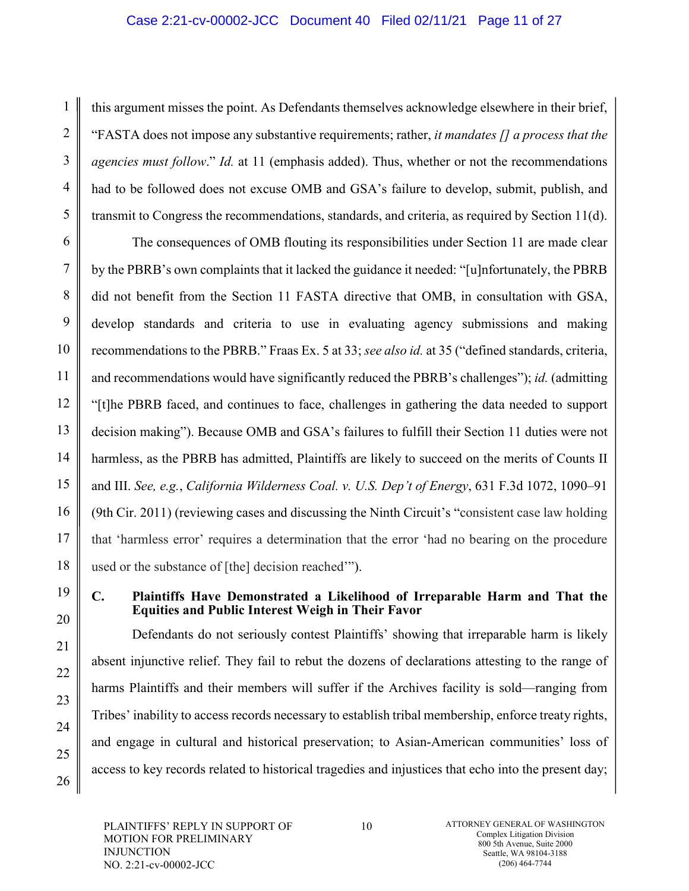this argument misses the point. As Defendants themselves acknowledge elsewhere in their brief, "FASTA does not impose any substantive requirements; rather, *it mandates [] a process that the agencies must follow*." *Id.* at 11 (emphasis added). Thus, whether or not the recommendations had to be followed does not excuse OMB and GSA's failure to develop, submit, publish, and transmit to Congress the recommendations, standards, and criteria, as required by Section 11(d).

The consequences of OMB flouting its responsibilities under Section 11 are made clear by the PBRB's own complaints that it lacked the guidance it needed: "[u]nfortunately, the PBRB did not benefit from the Section 11 FASTA directive that OMB, in consultation with GSA, develop standards and criteria to use in evaluating agency submissions and making recommendations to the PBRB." Fraas Ex. 5 at 33; *see also id.* at 35 ("defined standards, criteria, and recommendations would have significantly reduced the PBRB's challenges"); *id.* (admitting "[t]he PBRB faced, and continues to face, challenges in gathering the data needed to support decision making"). Because OMB and GSA's failures to fulfill their Section 11 duties were not harmless, as the PBRB has admitted, Plaintiffs are likely to succeed on the merits of Counts II and III. *See, e.g.*, *California Wilderness Coal. v. U.S. Dep't of Energy*, 631 F.3d 1072, 1090–91 (9th Cir. 2011) (reviewing cases and discussing the Ninth Circuit's "consistent case law holding that 'harmless error' requires a determination that the error 'had no bearing on the procedure used or the substance of [the] decision reached'").

### C. Plaintiffs Have Demonstrated a Likelihood of Irreparable Harm and That the Equities and Public Interest Weigh in Their Favor

Defendants do not seriously contest Plaintiffs' showing that irreparable harm is likely absent injunctive relief. They fail to rebut the dozens of declarations attesting to the range of harms Plaintiffs and their members will suffer if the Archives facility is sold—ranging from Tribes' inability to access records necessary to establish tribal membership, enforce treaty rights, and engage in cultural and historical preservation; to Asian-American communities' loss of access to key records related to historical tragedies and injustices that echo into the present day;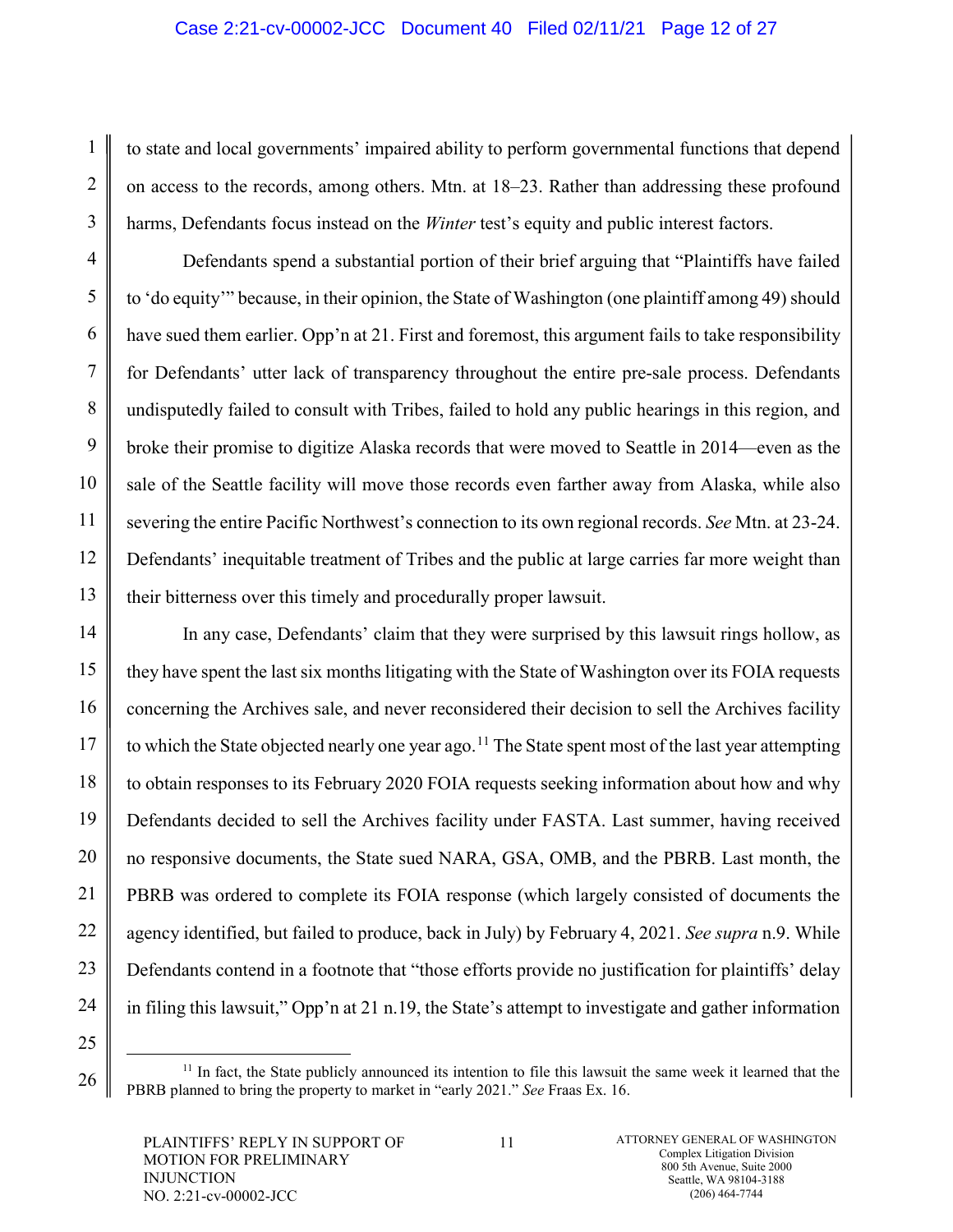to state and local governments' impaired ability to perform governmental functions that depend on access to the records, among others. Mtn. at 18–23. Rather than addressing these profound harms, Defendants focus instead on the *Winter* test's equity and public interest factors.

Defendants spend a substantial portion of their brief arguing that "Plaintiffs have failed to 'do equity'" because, in their opinion, the State of Washington (one plaintiff among 49) should have sued them earlier. Opp'n at 21. First and foremost, this argument fails to take responsibility for Defendants' utter lack of transparency throughout the entire pre-sale process. Defendants undisputedly failed to consult with Tribes, failed to hold any public hearings in this region, and broke their promise to digitize Alaska records that were moved to Seattle in 2014—even as the sale of the Seattle facility will move those records even farther away from Alaska, while also severing the entire Pacific Northwest's connection to its own regional records. *See* Mtn. at 23-24. Defendants' inequitable treatment of Tribes and the public at large carries far more weight than their bitterness over this timely and procedurally proper lawsuit.

In any case, Defendants' claim that they were surprised by this lawsuit rings hollow, as they have spent the last six months litigating with the State of Washington over its FOIA requests concerning the Archives sale, and never reconsidered their decision to sell the Archives facility to which the State objected nearly one year ago.[11] The State spent most of the last year attempting to obtain responses to its February 2020 FOIA requests seeking information about how and why Defendants decided to sell the Archives facility under FASTA. Last summer, having received no responsive documents, the State sued NARA, GSA, OMB, and the PBRB. Last month, the PBRB was ordered to complete its FOIA response (which largely consisted of documents the agency identified, but failed to produce, back in July) by February 4, 2021. *See supra* n.9. While Defendants contend in a footnote that "those efforts provide no justification for plaintiffs' delay in filing this lawsuit," Opp'n at 21 n.19, the State's attempt to investigate and gather information

[11] In fact, the State publicly announced its intention to file this lawsuit the same week it learned that the PBRB planned to bring the property to market in "early 2021." *See* Fraas Ex. 16.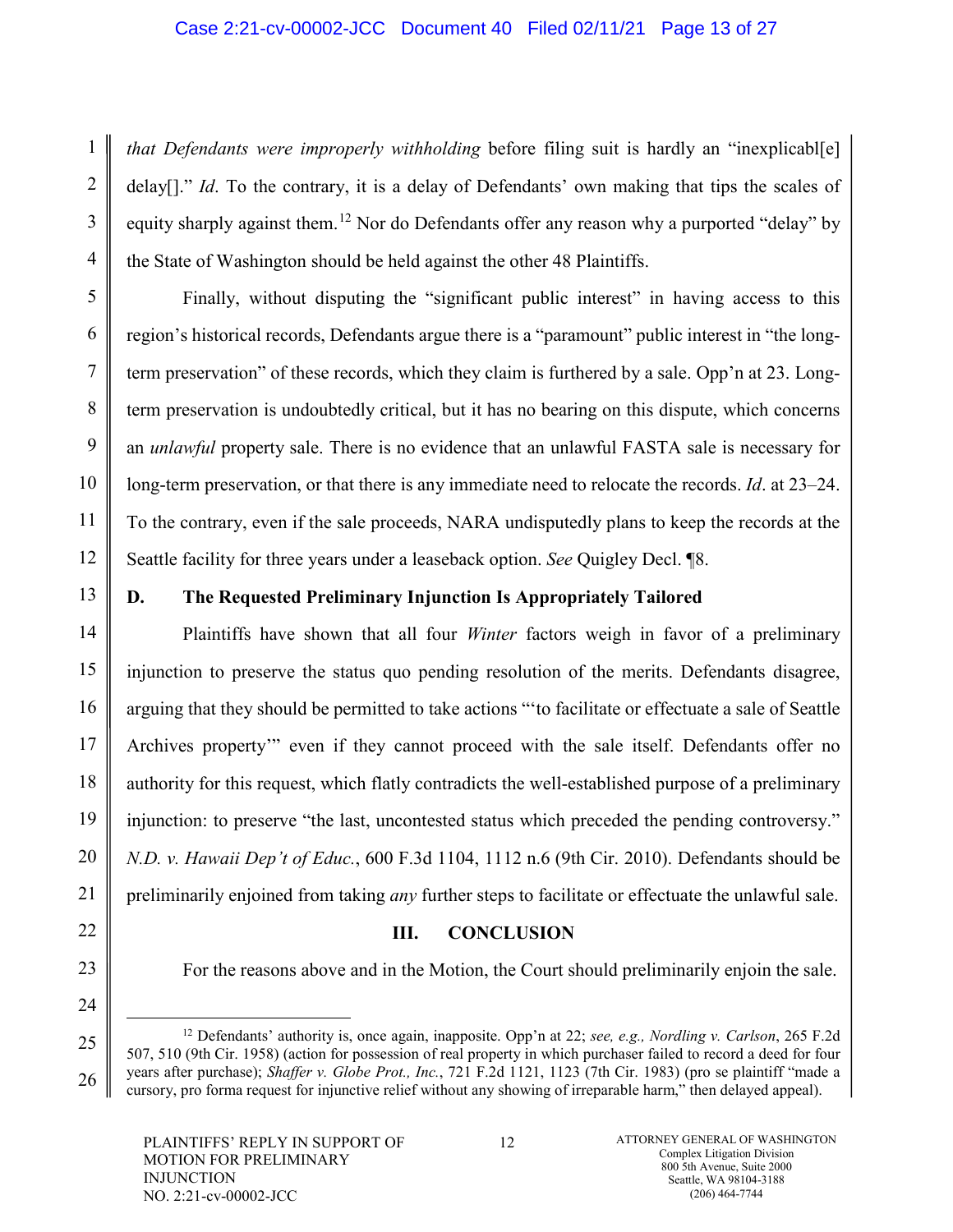*that Defendants were improperly withholding* before filing suit is hardly an "inexplicabl[e] delay[]." *Id*. To the contrary, it is a delay of Defendants' own making that tips the scales of equity sharply against them.[12] Nor do Defendants offer any reason why a purported "delay" by the State of Washington should be held against the other 48 Plaintiffs.

Finally, without disputing the "significant public interest" in having access to this region's historical records, Defendants argue there is a "paramount" public interest in "the long-term preservation" of these records, which they claim is furthered by a sale. Opp'n at 23. Long-term preservation is undoubtedly critical, but it has no bearing on this dispute, which concerns an *unlawful* property sale. There is no evidence that an unlawful FASTA sale is necessary for long-term preservation, or that there is any immediate need to relocate the records. *Id*. at 23–24. To the contrary, even if the sale proceeds, NARA undisputedly plans to keep the records at the Seattle facility for three years under a leaseback option. *See* Quigley Decl. ¶8.

### D. The Requested Preliminary Injunction Is Appropriately Tailored

Plaintiffs have shown that all four *Winter* factors weigh in favor of a preliminary injunction to preserve the status quo pending resolution of the merits. Defendants disagree, arguing that they should be permitted to take actions "'to facilitate or effectuate a sale of Seattle Archives property'" even if they cannot proceed with the sale itself. Defendants offer no authority for this request, which flatly contradicts the well-established purpose of a preliminary injunction: to preserve "the last, uncontested status which preceded the pending controversy." *N.D. v. Hawaii Dep't of Educ.*, 600 F.3d 1104, 1112 n.6 (9th Cir. 2010). Defendants should be preliminarily enjoined from taking *any* further steps to facilitate or effectuate the unlawful sale.

## III. CONCLUSION

For the reasons above and in the Motion, the Court should preliminarily enjoin the sale.

---

[12] Defendants' authority is, once again, inapposite. Opp'n at 22; *see, e.g., Nordling v. Carlson*, 265 F.2d 507, 510 (9th Cir. 1958) (action for possession of real property in which purchaser failed to record a deed for four years after purchase); *Shaffer v. Globe Prot., Inc.*, 721 F.2d 1121, 1123 (7th Cir. 1983) (pro se plaintiff "made a cursory, pro forma request for injunctive relief without any showing of irreparable harm," then delayed appeal).

PLAINTIFFS' REPLY IN SUPPORT OF MOTION FOR PRELIMINARY INJUNCTION
NO. 2:21-cv-00002-JCC

ATTORNEY GENERAL OF WASHINGTON
Complex Litigation Division
800 5th Avenue, Suite 2000
Seattle, WA 98104-3188
(206) 464-7744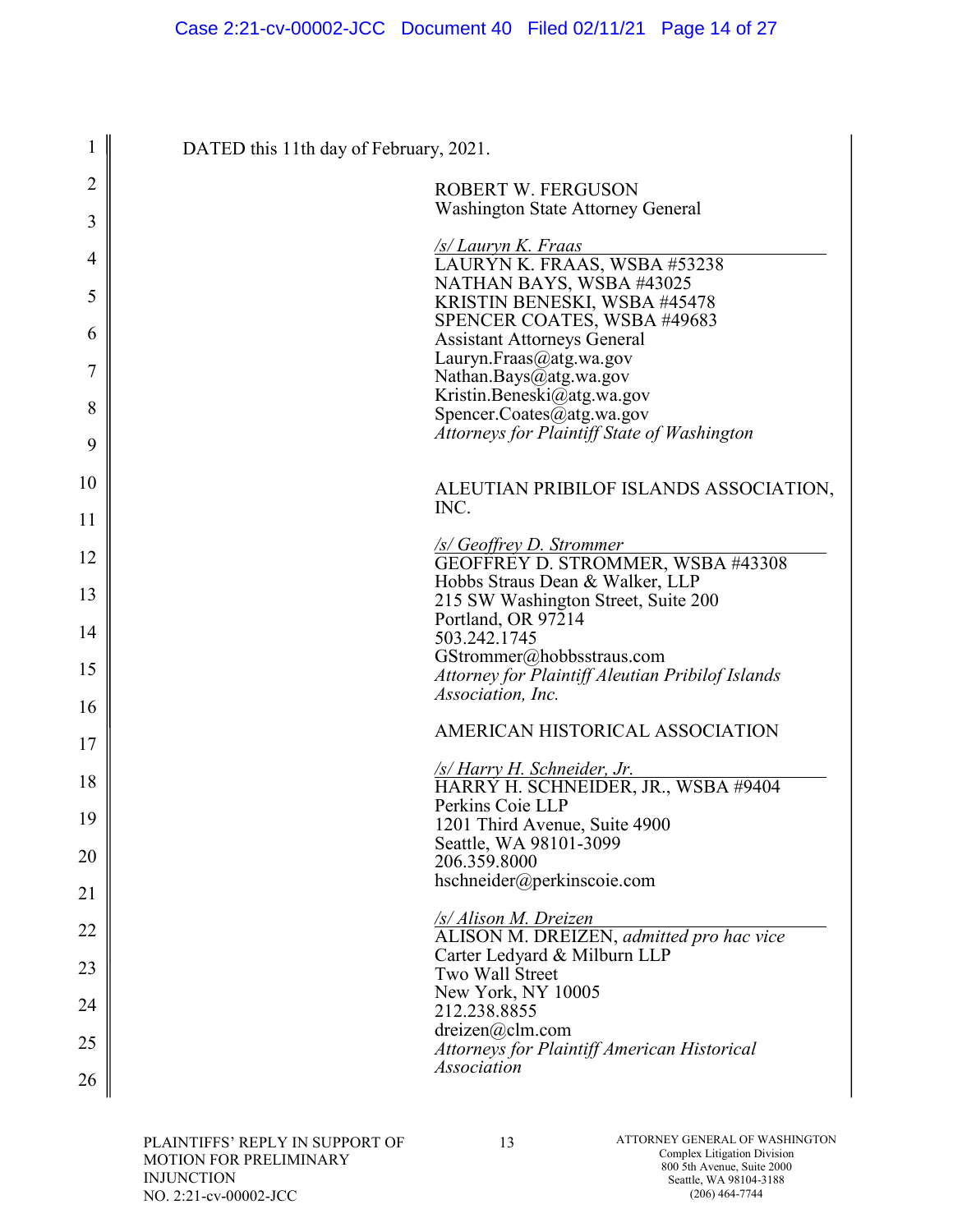DATED this 11th day of February, 2021.

ROBERT W. FERGUSON
Washington State Attorney General

*/s/ Lauryn K. Fraas*
LAURYN K. FRAAS, WSBA #53238
NATHAN BAYS, WSBA #43025
KRISTIN BENESKI, WSBA #45478
SPENCER COATES, WSBA #49683
Assistant Attorneys General
Lauryn.Fraas@atg.wa.gov
Nathan.Bays@atg.wa.gov
Kristin.Beneski@atg.wa.gov
Spencer.Coates@atg.wa.gov
*Attorneys for Plaintiff State of Washington*

ALEUTIAN PRIBILOF ISLANDS ASSOCIATION, INC.

*/s/ Geoffrey D. Strommer*
GEOFFREY D. STROMMER, WSBA #43308
Hobbs Straus Dean & Walker, LLP
215 SW Washington Street, Suite 200
Portland, OR 97214
503.242.1745
GStrommer@hobbsstraus.com
*Attorney for Plaintiff Aleutian Pribilof Islands Association, Inc.*

AMERICAN HISTORICAL ASSOCIATION

*/s/ Harry H. Schneider, Jr.*
HARRY H. SCHNEIDER, JR., WSBA #9404
Perkins Coie LLP
1201 Third Avenue, Suite 4900
Seattle, WA 98101-3099
206.359.8000
hschneider@perkinscoie.com

*/s/ Alison M. Dreizen*
ALISON M. DREIZEN, *admitted pro hac vice*
Carter Ledyard & Milburn LLP
Two Wall Street
New York, NY 10005
212.238.8855
dreizen@clm.com
*Attorneys for Plaintiff American Historical Association*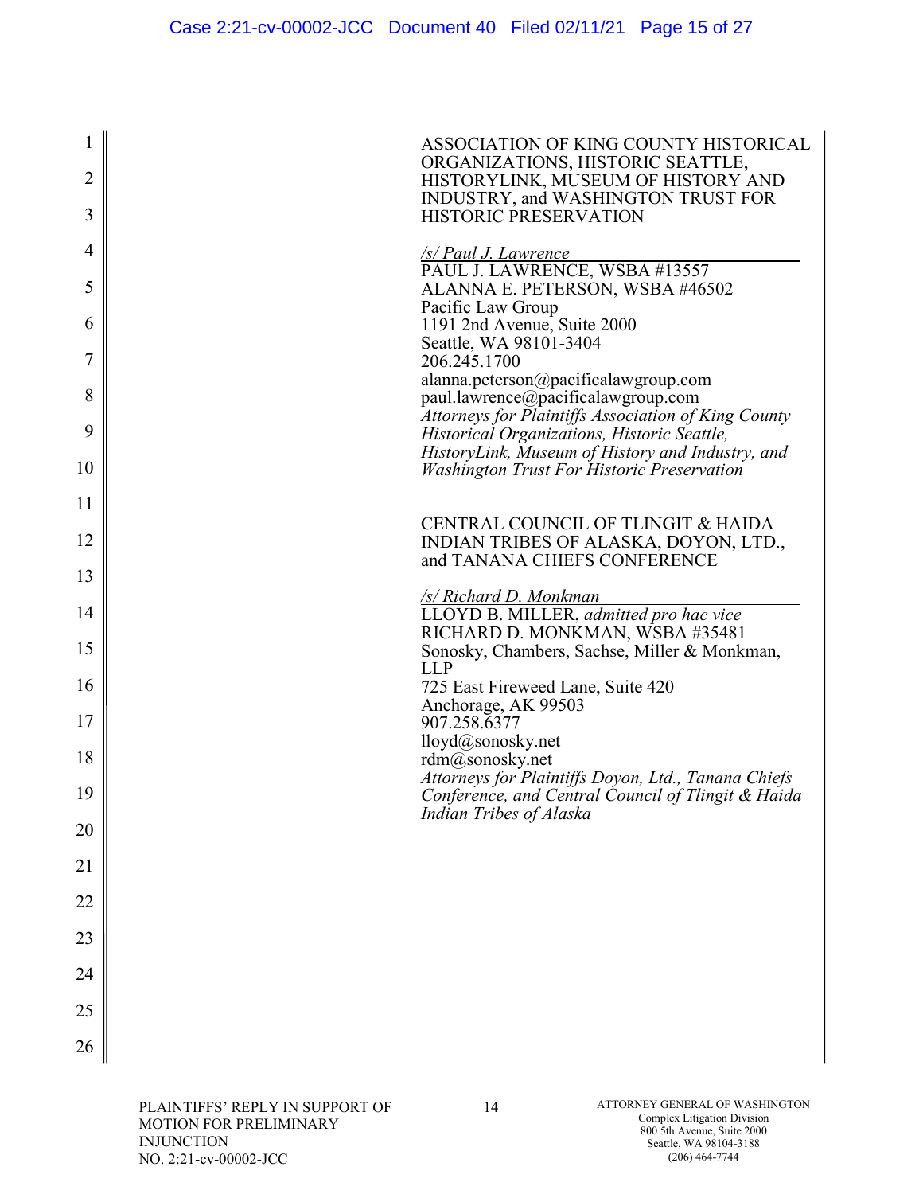ASSOCIATION OF KING COUNTY HISTORICAL ORGANIZATIONS, HISTORIC SEATTLE, HISTORYLINK, MUSEUM OF HISTORY AND INDUSTRY, and WASHINGTON TRUST FOR HISTORIC PRESERVATION

*/s/ Paul J. Lawrence*
PAUL J. LAWRENCE, WSBA #13557
ALANNA E. PETERSON, WSBA #46502
Pacific Law Group
1191 2nd Avenue, Suite 2000
Seattle, WA 98101-3404
206.245.1700
alanna.peterson@pacificalawgroup.com
paul.lawrence@pacificalawgroup.com
*Attorneys for Plaintiffs Association of King County Historical Organizations, Historic Seattle, HistoryLink, Museum of History and Industry, and Washington Trust For Historic Preservation*

CENTRAL COUNCIL OF TLINGIT & HAIDA INDIAN TRIBES OF ALASKA, DOYON, LTD., and TANANA CHIEFS CONFERENCE

*/s/ Richard D. Monkman*
LLOYD B. MILLER, *admitted pro hac vice*
RICHARD D. MONKMAN, WSBA #35481
Sonosky, Chambers, Sachse, Miller & Monkman, LLP
725 East Fireweed Lane, Suite 420
Anchorage, AK 99503
907.258.6377
lloyd@sonosky.net
rdm@sonosky.net
*Attorneys for Plaintiffs Doyon, Ltd., Tanana Chiefs Conference, and Central Council of Tlingit & Haida Indian Tribes of Alaska*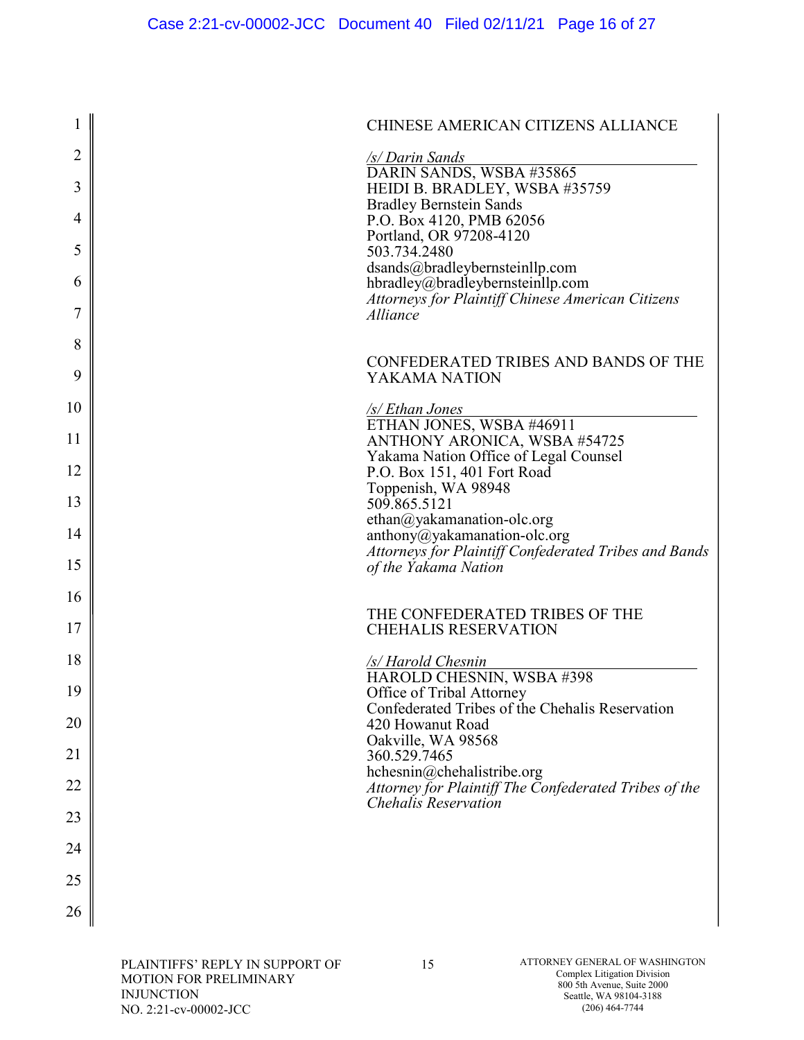CHINESE AMERICAN CITIZENS ALLIANCE

*/s/ Darin Sands*
DARIN SANDS, WSBA #35865
HEIDI B. BRADLEY, WSBA #35759
Bradley Bernstein Sands
P.O. Box 4120, PMB 62056
Portland, OR 97208-4120
503.734.2480
dsands@bradleybernsteinllp.com
hbradley@bradleybernsteinllp.com
*Attorneys for Plaintiff Chinese American Citizens Alliance*

CONFEDERATED TRIBES AND BANDS OF THE YAKAMA NATION

*/s/ Ethan Jones*
ETHAN JONES, WSBA #46911
ANTHONY ARONICA, WSBA #54725
Yakama Nation Office of Legal Counsel
P.O. Box 151, 401 Fort Road
Toppenish, WA 98948
509.865.5121
ethan@yakamanation-olc.org
anthony@yakamanation-olc.org
*Attorneys for Plaintiff Confederated Tribes and Bands of the Yakama Nation*

THE CONFEDERATED TRIBES OF THE CHEHALIS RESERVATION

*/s/ Harold Chesnin*
HAROLD CHESNIN, WSBA #398
Office of Tribal Attorney
Confederated Tribes of the Chehalis Reservation
420 Howanut Road
Oakville, WA 98568
360.529.7465
hchesnin@chehalistribe.org
*Attorney for Plaintiff The Confederated Tribes of the Chehalis Reservation*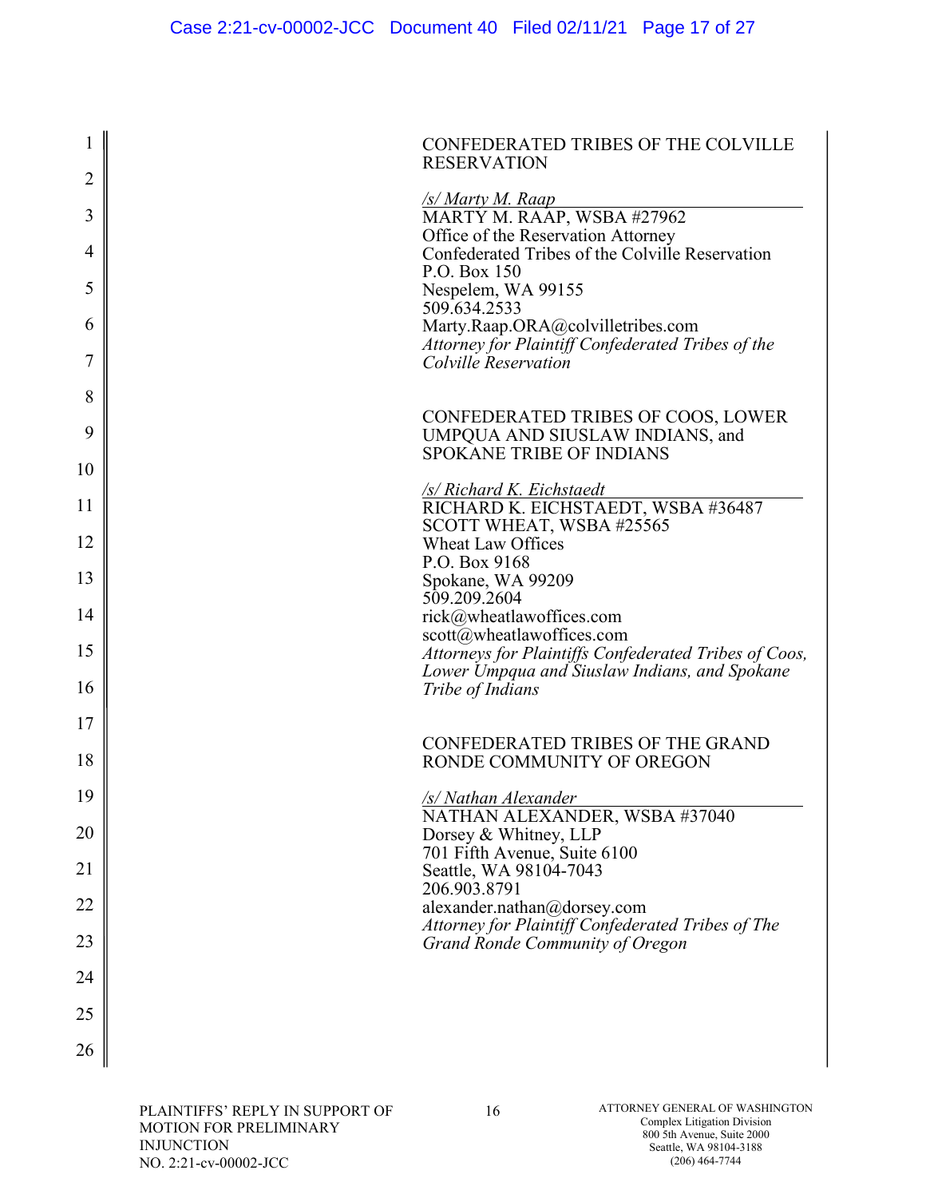CONFEDERATED TRIBES OF THE COLVILLE RESERVATION

*/s/ Marty M. Raap*
MARTY M. RAAP, WSBA #27962
Office of the Reservation Attorney
Confederated Tribes of the Colville Reservation
P.O. Box 150
Nespelem, WA 99155
509.634.2533
Marty.Raap.ORA@colvilletribes.com
*Attorney for Plaintiff Confederated Tribes of the Colville Reservation*

CONFEDERATED TRIBES OF COOS, LOWER UMPQUA AND SIUSLAW INDIANS, and SPOKANE TRIBE OF INDIANS

*/s/ Richard K. Eichstaedt*
RICHARD K. EICHSTAEDT, WSBA #36487
SCOTT WHEAT, WSBA #25565
Wheat Law Offices
P.O. Box 9168
Spokane, WA 99209
509.209.2604
rick@wheatlawoffices.com
scott@wheatlawoffices.com
*Attorneys for Plaintiffs Confederated Tribes of Coos, Lower Umpqua and Siuslaw Indians, and Spokane Tribe of Indians*

CONFEDERATED TRIBES OF THE GRAND RONDE COMMUNITY OF OREGON

*/s/ Nathan Alexander*
NATHAN ALEXANDER, WSBA #37040
Dorsey & Whitney, LLP
701 Fifth Avenue, Suite 6100
Seattle, WA 98104-7043
206.903.8791
alexander.nathan@dorsey.com
*Attorney for Plaintiff Confederated Tribes of The Grand Ronde Community of Oregon*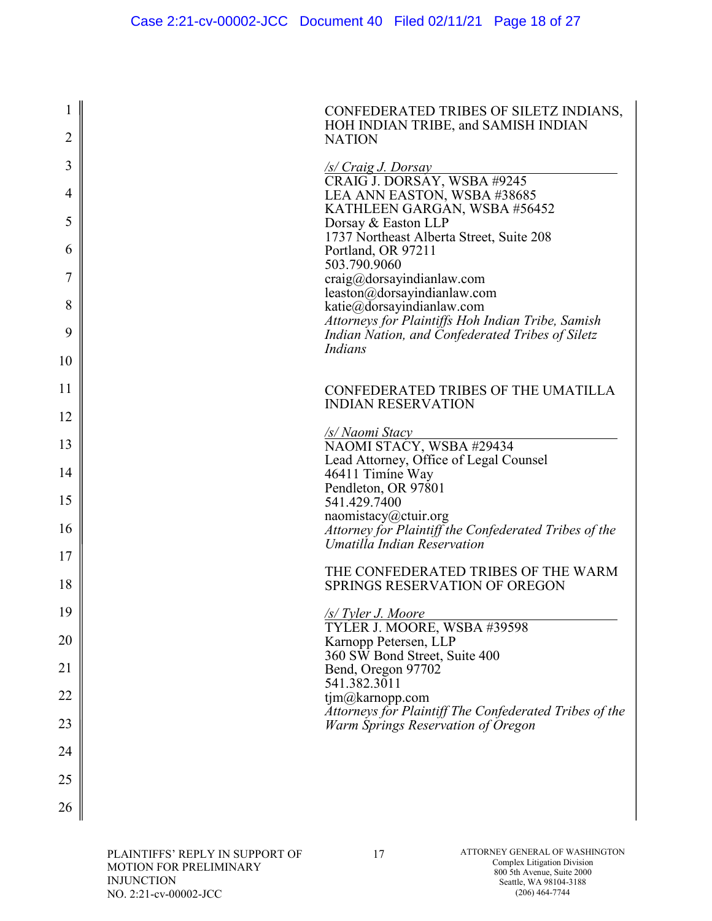CONFEDERATED TRIBES OF SILETZ INDIANS, HOH INDIAN TRIBE, and SAMISH INDIAN NATION

*/s/ Craig J. Dorsay*
CRAIG J. DORSAY, WSBA #9245
LEA ANN EASTON, WSBA #38685
KATHLEEN GARGAN, WSBA #56452
Dorsay & Easton LLP
1737 Northeast Alberta Street, Suite 208
Portland, OR 97211
503.790.9060
craig@dorsayindianlaw.com
leaston@dorsayindianlaw.com
katie@dorsayindianlaw.com
*Attorneys for Plaintiffs Hoh Indian Tribe, Samish Indian Nation, and Confederated Tribes of Siletz Indians*

CONFEDERATED TRIBES OF THE UMATILLA INDIAN RESERVATION

*/s/ Naomi Stacy*
NAOMI STACY, WSBA #29434
Lead Attorney, Office of Legal Counsel
46411 Timíne Way
Pendleton, OR 97801
541.429.7400
naomistacy@ctuir.org
*Attorney for Plaintiff the Confederated Tribes of the Umatilla Indian Reservation*

THE CONFEDERATED TRIBES OF THE WARM SPRINGS RESERVATION OF OREGON

*/s/ Tyler J. Moore*
TYLER J. MOORE, WSBA #39598
Karnopp Petersen, LLP
360 SW Bond Street, Suite 400
Bend, Oregon 97702
541.382.3011
tjm@karnopp.com
*Attorneys for Plaintiff The Confederated Tribes of the Warm Springs Reservation of Oregon*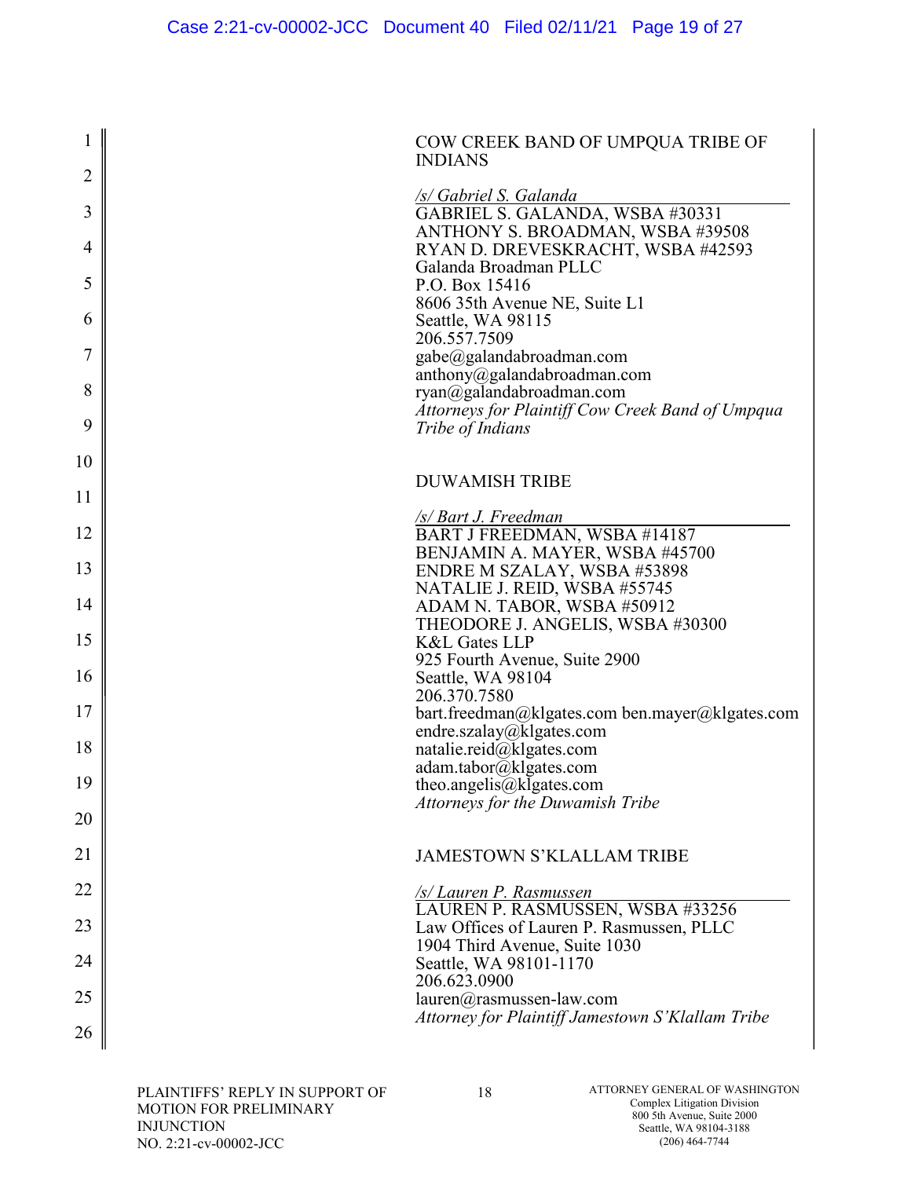COW CREEK BAND OF UMPQUA TRIBE OF INDIANS

*/s/ Gabriel S. Galanda*
GABRIEL S. GALANDA, WSBA #30331
ANTHONY S. BROADMAN, WSBA #39508
RYAN D. DREVESKRACHT, WSBA #42593
Galanda Broadman PLLC
P.O. Box 15416
8606 35th Avenue NE, Suite L1
Seattle, WA 98115
206.557.7509
gabe@galandabroadman.com
anthony@galandabroadman.com
ryan@galandabroadman.com
*Attorneys for Plaintiff Cow Creek Band of Umpqua Tribe of Indians*

DUWAMISH TRIBE

*/s/ Bart J. Freedman*
BART J FREEDMAN, WSBA #14187
BENJAMIN A. MAYER, WSBA #45700
ENDRE M SZALAY, WSBA #53898
NATALIE J. REID, WSBA #55745
ADAM N. TABOR, WSBA #50912
THEODORE J. ANGELIS, WSBA #30300
K&L Gates LLP
925 Fourth Avenue, Suite 2900
Seattle, WA 98104
206.370.7580
bart.freedman@klgates.com ben.mayer@klgates.com
endre.szalay@klgates.com
natalie.reid@klgates.com
adam.tabor@klgates.com
theo.angelis@klgates.com
*Attorneys for the Duwamish Tribe*

JAMESTOWN S'KLALLAM TRIBE

*/s/ Lauren P. Rasmussen*
LAUREN P. RASMUSSEN, WSBA #33256
Law Offices of Lauren P. Rasmussen, PLLC
1904 Third Avenue, Suite 1030
Seattle, WA 98101-1170
206.623.0900
lauren@rasmussen-law.com
*Attorney for Plaintiff Jamestown S'Klallam Tribe*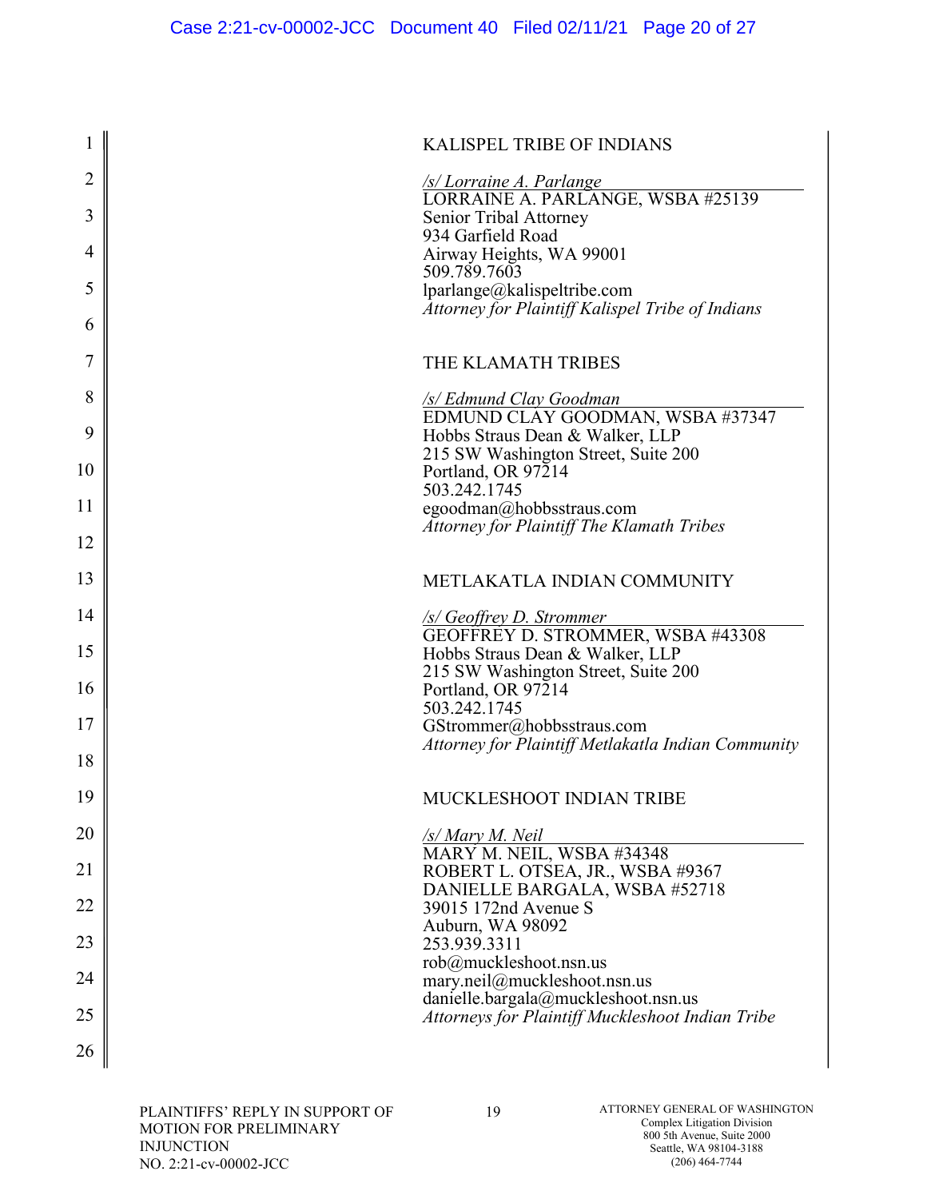KALISPEL TRIBE OF INDIANS

*/s/ Lorraine A. Parlange*
LORRAINE A. PARLANGE, WSBA #25139
Senior Tribal Attorney
934 Garfield Road
Airway Heights, WA 99001
509.789.7603
lparlange@kalispeltribe.com
*Attorney for Plaintiff Kalispel Tribe of Indians*

THE KLAMATH TRIBES

*/s/ Edmund Clay Goodman*
EDMUND CLAY GOODMAN, WSBA #37347
Hobbs Straus Dean & Walker, LLP
215 SW Washington Street, Suite 200
Portland, OR 97214
503.242.1745
egoodman@hobbsstraus.com
*Attorney for Plaintiff The Klamath Tribes*

METLAKATLA INDIAN COMMUNITY

*/s/ Geoffrey D. Strommer*
GEOFFREY D. STROMMER, WSBA #43308
Hobbs Straus Dean & Walker, LLP
215 SW Washington Street, Suite 200
Portland, OR 97214
503.242.1745
GStrommer@hobbsstraus.com
*Attorney for Plaintiff Metlakatla Indian Community*

MUCKLESHOOT INDIAN TRIBE

*/s/ Mary M. Neil*
MARY M. NEIL, WSBA #34348
ROBERT L. OTSEA, JR., WSBA #9367
DANIELLE BARGALA, WSBA #52718
39015 172nd Avenue S
Auburn, WA 98092
253.939.3311
rob@muckleshoot.nsn.us
mary.neil@muckleshoot.nsn.us
danielle.bargala@muckleshoot.nsn.us
*Attorneys for Plaintiff Muckleshoot Indian Tribe*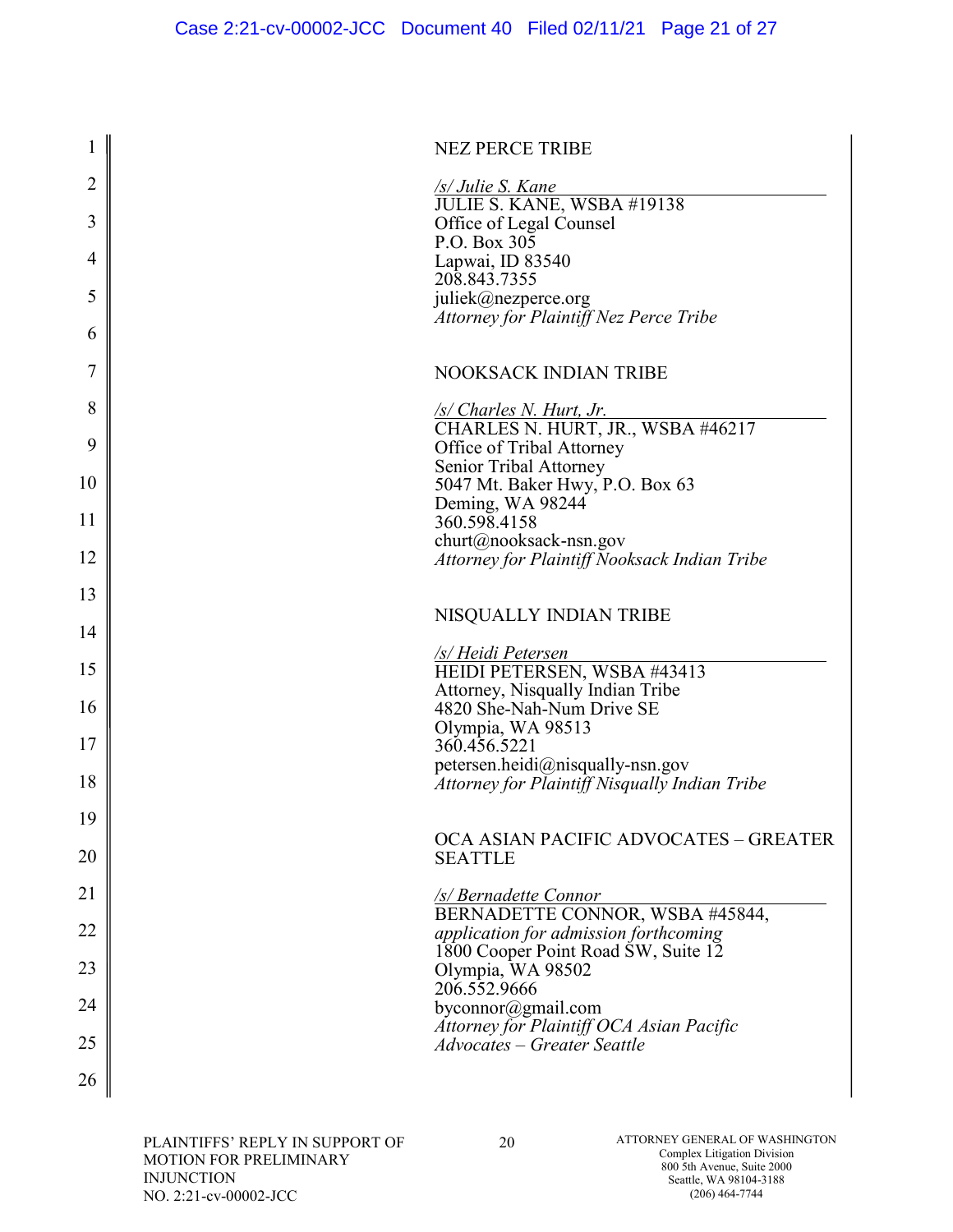NEZ PERCE TRIBE

*/s/ Julie S. Kane*
JULIE S. KANE, WSBA #19138
Office of Legal Counsel
P.O. Box 305
Lapwai, ID 83540
208.843.7355
juliek@nezperce.org
*Attorney for Plaintiff Nez Perce Tribe*

NOOKSACK INDIAN TRIBE

*/s/ Charles N. Hurt, Jr.*
CHARLES N. HURT, JR., WSBA #46217
Office of Tribal Attorney
Senior Tribal Attorney
5047 Mt. Baker Hwy, P.O. Box 63
Deming, WA 98244
360.598.4158
churt@nooksack-nsn.gov
*Attorney for Plaintiff Nooksack Indian Tribe*

NISQUALLY INDIAN TRIBE

*/s/ Heidi Petersen*
HEIDI PETERSEN, WSBA #43413
Attorney, Nisqually Indian Tribe
4820 She-Nah-Num Drive SE
Olympia, WA 98513
360.456.5221
petersen.heidi@nisqually-nsn.gov
*Attorney for Plaintiff Nisqually Indian Tribe*

OCA ASIAN PACIFIC ADVOCATES – GREATER SEATTLE

*/s/ Bernadette Connor*
BERNADETTE CONNOR, WSBA #45844,
*application for admission forthcoming*
1800 Cooper Point Road SW, Suite 12
Olympia, WA 98502
206.552.9666
byconnor@gmail.com
*Attorney for Plaintiff OCA Asian Pacific Advocates – Greater Seattle*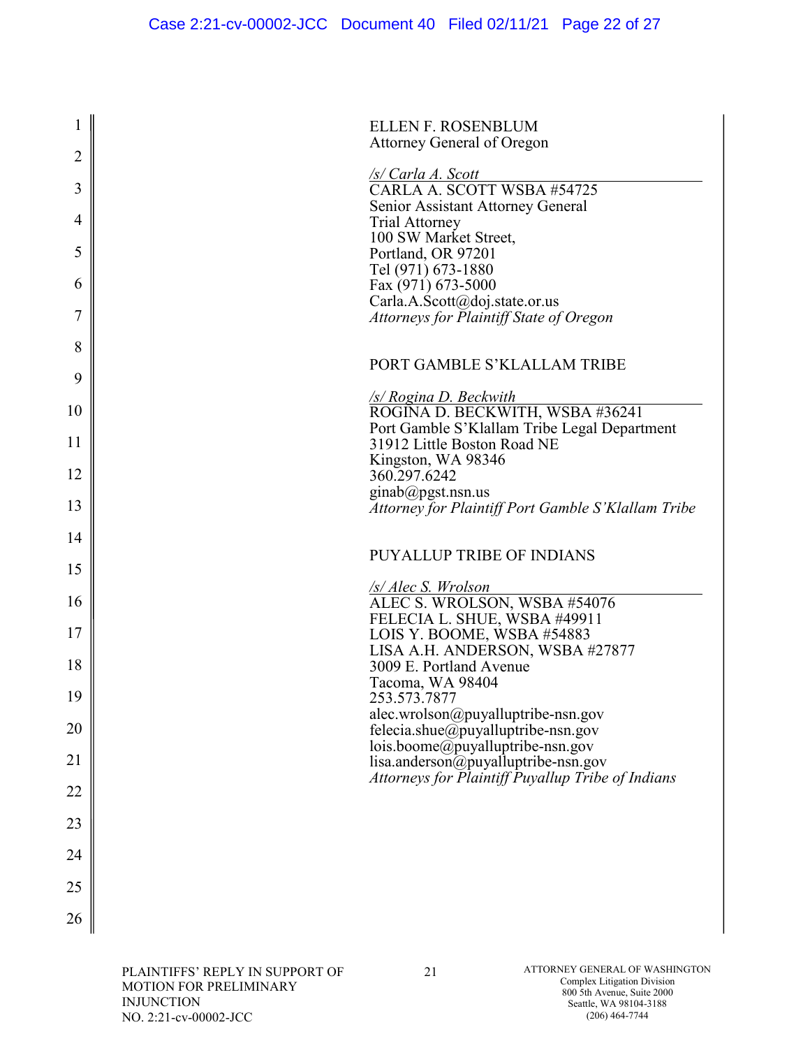ELLEN F. ROSENBLUM
Attorney General of Oregon

*/s/ Carla A. Scott*
CARLA A. SCOTT WSBA #54725
Senior Assistant Attorney General
Trial Attorney
100 SW Market Street,
Portland, OR 97201
Tel (971) 673-1880
Fax (971) 673-5000
Carla.A.Scott@doj.state.or.us
*Attorneys for Plaintiff State of Oregon*

PORT GAMBLE S'KLALLAM TRIBE

*/s/ Rogina D. Beckwith*
ROGINA D. BECKWITH, WSBA #36241
Port Gamble S'Klallam Tribe Legal Department
31912 Little Boston Road NE
Kingston, WA 98346
360.297.6242
ginab@pgst.nsn.us
*Attorney for Plaintiff Port Gamble S'Klallam Tribe*

PUYALLUP TRIBE OF INDIANS

*/s/ Alec S. Wrolson*
ALEC S. WROLSON, WSBA #54076
FELECIA L. SHUE, WSBA #49911
LOIS Y. BOOME, WSBA #54883
LISA A.H. ANDERSON, WSBA #27877
3009 E. Portland Avenue
Tacoma, WA 98404
253.573.7877
alec.wrolson@puyalluptribe-nsn.gov
felecia.shue@puyalluptribe-nsn.gov
lois.boome@puyalluptribe-nsn.gov
lisa.anderson@puyalluptribe-nsn.gov
*Attorneys for Plaintiff Puyallup Tribe of Indians*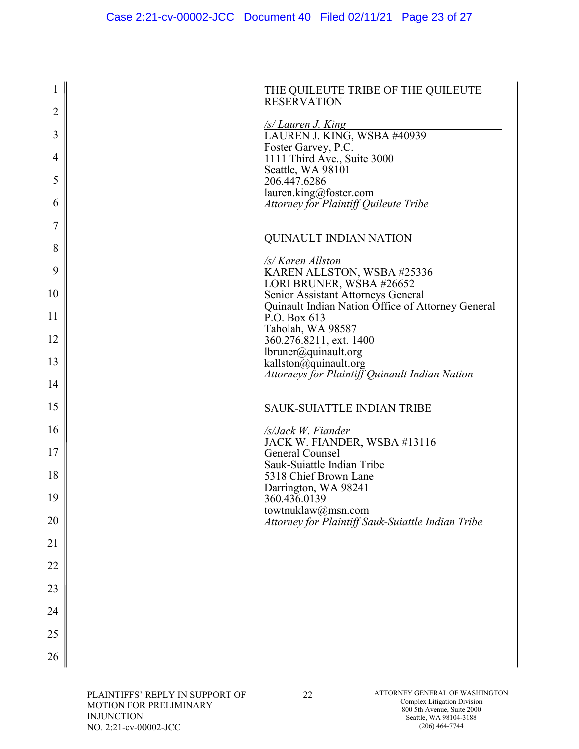THE QUILEUTE TRIBE OF THE QUILEUTE RESERVATION

*/s/ Lauren J. King*
LAUREN J. KING, WSBA #40939
Foster Garvey, P.C.
1111 Third Ave., Suite 3000
Seattle, WA 98101
206.447.6286
lauren.king@foster.com
*Attorney for Plaintiff Quileute Tribe*

QUINAULT INDIAN NATION

*/s/ Karen Allston*
KAREN ALLSTON, WSBA #25336
LORI BRUNER, WSBA #26652
Senior Assistant Attorneys General
Quinault Indian Nation Office of Attorney General
P.O. Box 613
Taholah, WA 98587
360.276.8211, ext. 1400
lbruner@quinault.org
kallston@quinault.org
*Attorneys for Plaintiff Quinault Indian Nation*

SAUK-SUIATTLE INDIAN TRIBE

*/s/Jack W. Fiander*
JACK W. FIANDER, WSBA #13116
General Counsel
Sauk-Suiattle Indian Tribe
5318 Chief Brown Lane
Darrington, WA 98241
360.436.0139
towtnuklaw@msn.com
*Attorney for Plaintiff Sauk-Suiattle Indian Tribe*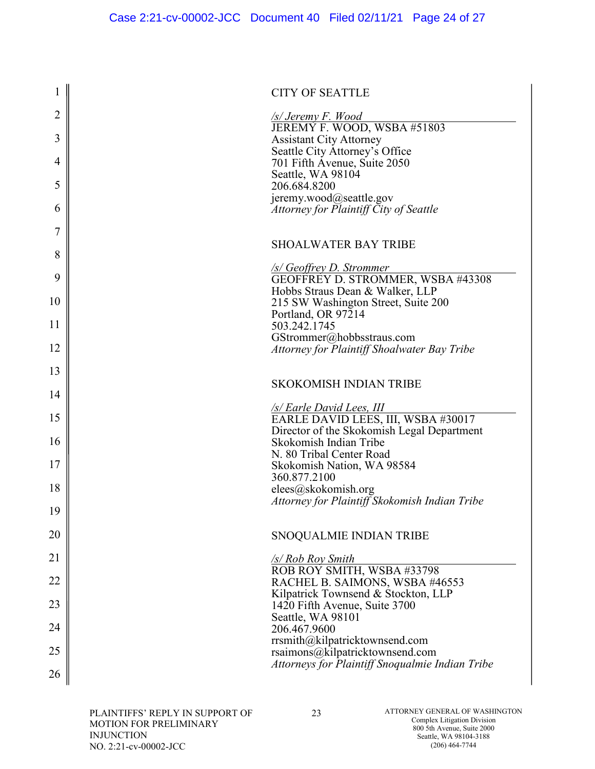CITY OF SEATTLE

*/s/ Jeremy F. Wood*
JEREMY F. WOOD, WSBA #51803
Assistant City Attorney
Seattle City Attorney's Office
701 Fifth Avenue, Suite 2050
Seattle, WA 98104
206.684.8200
jeremy.wood@seattle.gov
*Attorney for Plaintiff City of Seattle*

SHOALWATER BAY TRIBE

*/s/ Geoffrey D. Strommer*
GEOFFREY D. STROMMER, WSBA #43308
Hobbs Straus Dean & Walker, LLP
215 SW Washington Street, Suite 200
Portland, OR 97214
503.242.1745
GStrommer@hobbsstraus.com
*Attorney for Plaintiff Shoalwater Bay Tribe*

SKOKOMISH INDIAN TRIBE

*/s/ Earle David Lees, III*
EARLE DAVID LEES, III, WSBA #30017
Director of the Skokomish Legal Department
Skokomish Indian Tribe
N. 80 Tribal Center Road
Skokomish Nation, WA 98584
360.877.2100
elees@skokomish.org
*Attorney for Plaintiff Skokomish Indian Tribe*

SNOQUALMIE INDIAN TRIBE

*/s/ Rob Roy Smith*
ROB ROY SMITH, WSBA #33798
RACHEL B. SAIMONS, WSBA #46553
Kilpatrick Townsend & Stockton, LLP
1420 Fifth Avenue, Suite 3700
Seattle, WA 98101
206.467.9600
rrsmith@kilpatricktownsend.com
rsaimons@kilpatricktownsend.com
*Attorneys for Plaintiff Snoqualmie Indian Tribe*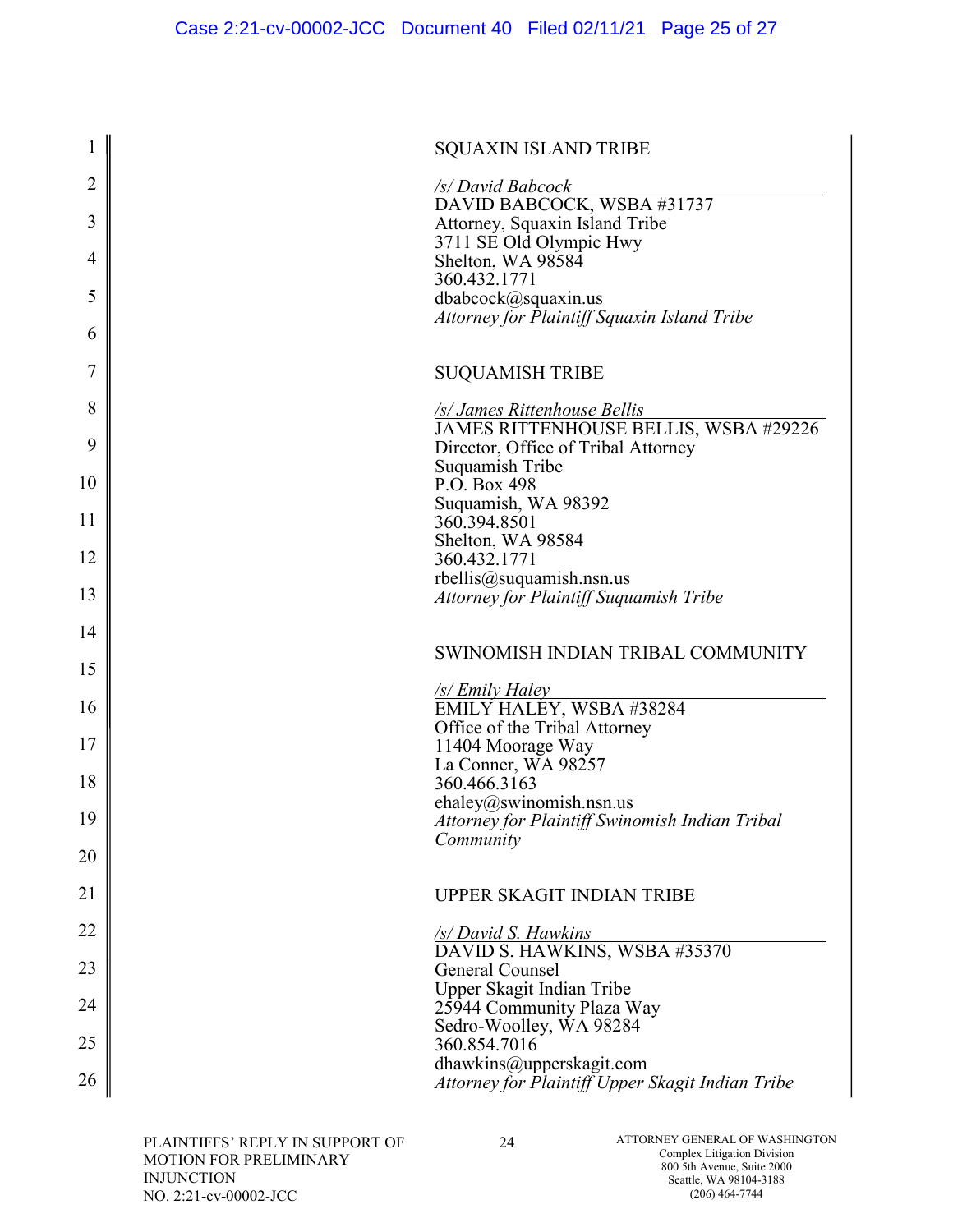SQUAXIN ISLAND TRIBE

*/s/ David Babcock*
DAVID BABCOCK, WSBA #31737
Attorney, Squaxin Island Tribe
3711 SE Old Olympic Hwy
Shelton, WA 98584
360.432.1771
dbabcock@squaxin.us
*Attorney for Plaintiff Squaxin Island Tribe*

SUQUAMISH TRIBE

*/s/ James Rittenhouse Bellis*
JAMES RITTENHOUSE BELLIS, WSBA #29226
Director, Office of Tribal Attorney
Suquamish Tribe
P.O. Box 498
Suquamish, WA 98392
360.394.8501
Shelton, WA 98584
360.432.1771
rbellis@suquamish.nsn.us
*Attorney for Plaintiff Suquamish Tribe*

SWINOMISH INDIAN TRIBAL COMMUNITY

*/s/ Emily Haley*
EMILY HALEY, WSBA #38284
Office of the Tribal Attorney
11404 Moorage Way
La Conner, WA 98257
360.466.3163
ehaley@swinomish.nsn.us
*Attorney for Plaintiff Swinomish Indian Tribal Community*

UPPER SKAGIT INDIAN TRIBE

*/s/ David S. Hawkins*
DAVID S. HAWKINS, WSBA #35370
General Counsel
Upper Skagit Indian Tribe
25944 Community Plaza Way
Sedro-Woolley, WA 98284
360.854.7016
dhawkins@upperskagit.com
*Attorney for Plaintiff Upper Skagit Indian Tribe*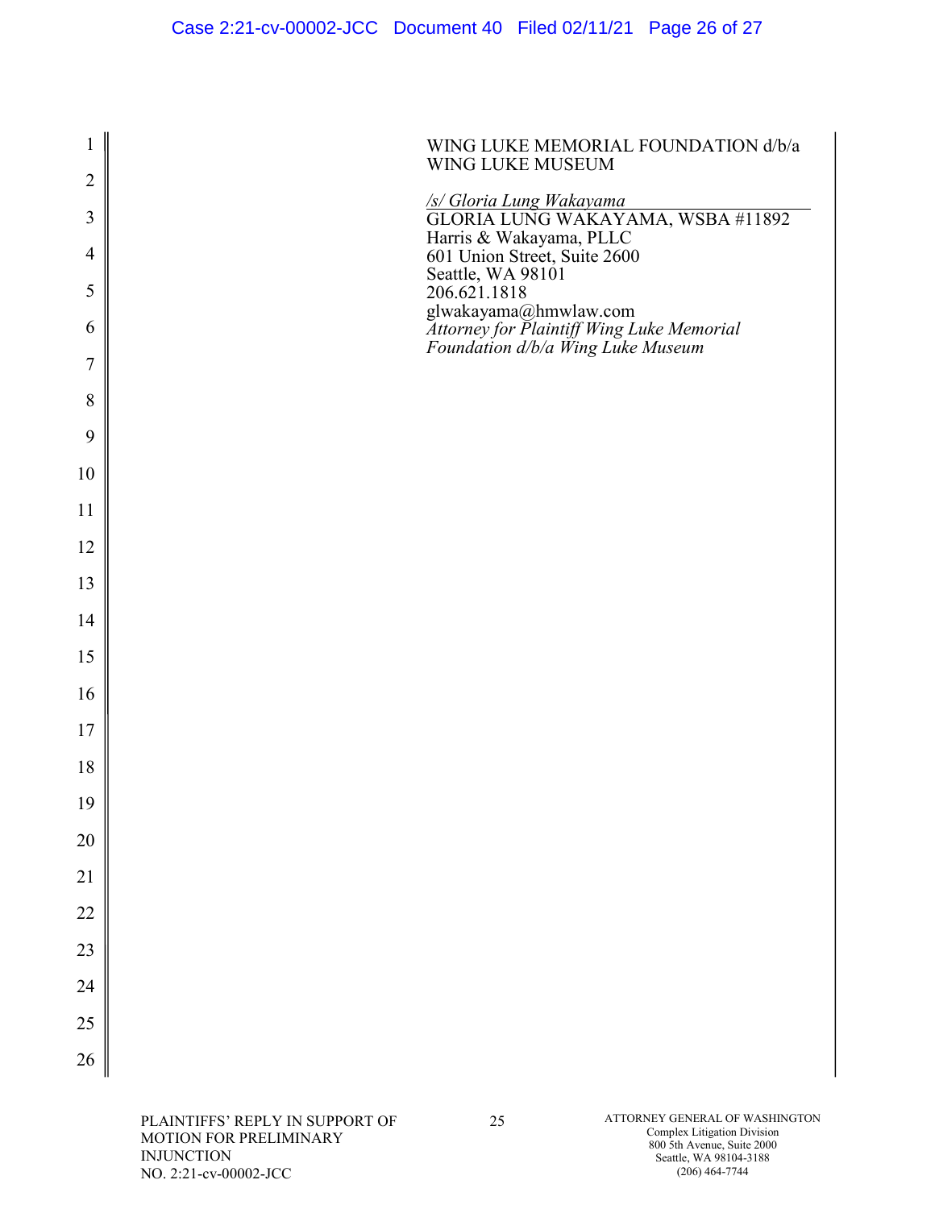WING LUKE MEMORIAL FOUNDATION d/b/a WING LUKE MUSEUM

*/s/ Gloria Lung Wakayama*
GLORIA LUNG WAKAYAMA, WSBA #11892
Harris & Wakayama, PLLC
601 Union Street, Suite 2600
Seattle, WA 98101
206.621.1818
glwakayama@hmwlaw.com
*Attorney for Plaintiff Wing Luke Memorial Foundation d/b/a Wing Luke Museum*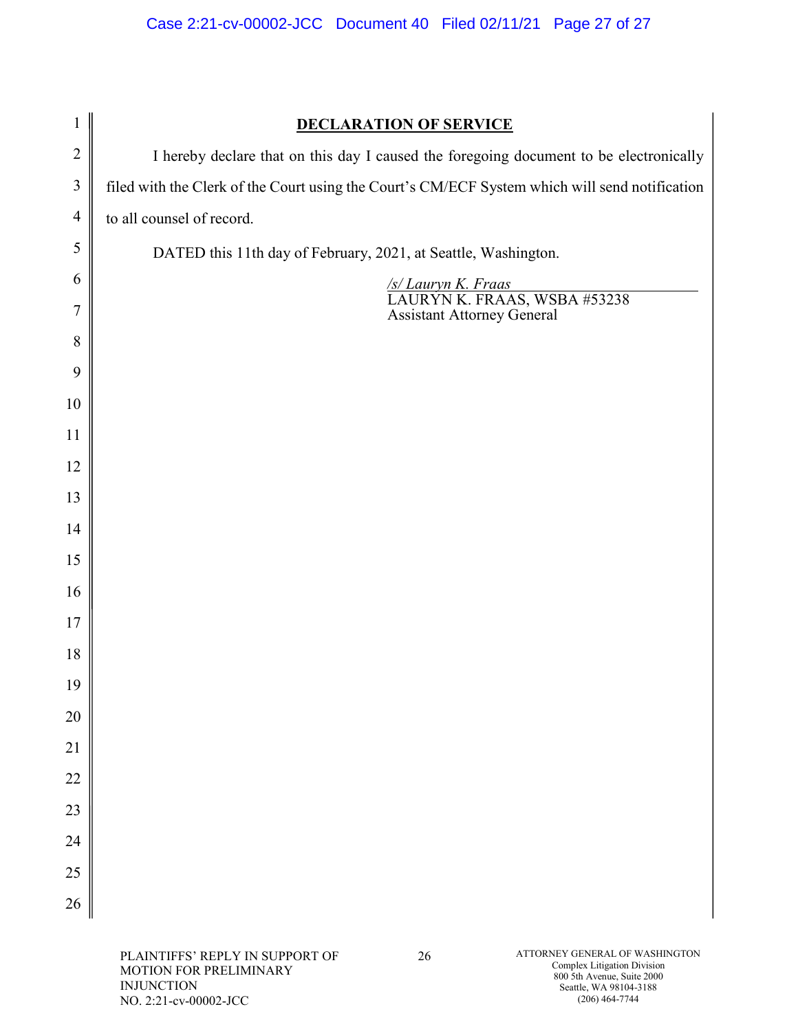**DECLARATION OF SERVICE**

I hereby declare that on this day I caused the foregoing document to be electronically filed with the Clerk of the Court using the Court's CM/ECF System which will send notification to all counsel of record.

DATED this 11th day of February, 2021, at Seattle, Washington.

*/s/ Lauryn K. Fraas*
LAURYN K. FRAAS, WSBA #53238
Assistant Attorney General